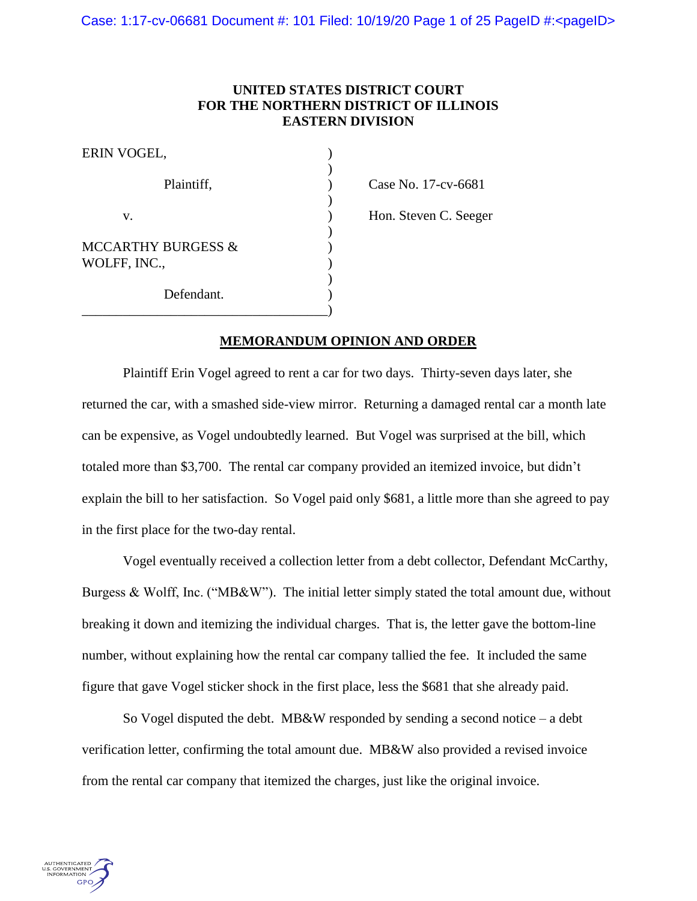**UNITED STATES DISTRICT COURT**
**FOR THE NORTHERN DISTRICT OF ILLINOIS**
**EASTERN DIVISION**

ERIN VOGEL,

Plaintiff,

v.

MCCARTHY BURGESS & WOLFF, INC.,

Defendant.

Case No. 17-cv-6681

Hon. Steven C. Seeger

**MEMORANDUM OPINION AND ORDER**

Plaintiff Erin Vogel agreed to rent a car for two days. Thirty-seven days later, she returned the car, with a smashed side-view mirror. Returning a damaged rental car a month late can be expensive, as Vogel undoubtedly learned. But Vogel was surprised at the bill, which totaled more than $3,700. The rental car company provided an itemized invoice, but didn't explain the bill to her satisfaction. So Vogel paid only $681, a little more than she agreed to pay in the first place for the two-day rental.

Vogel eventually received a collection letter from a debt collector, Defendant McCarthy, Burgess & Wolff, Inc. ("MB&W"). The initial letter simply stated the total amount due, without breaking it down and itemizing the individual charges. That is, the letter gave the bottom-line number, without explaining how the rental car company tallied the fee. It included the same figure that gave Vogel sticker shock in the first place, less the $681 that she already paid.

So Vogel disputed the debt. MB&W responded by sending a second notice – a debt verification letter, confirming the total amount due. MB&W also provided a revised invoice from the rental car company that itemized the charges, just like the original invoice.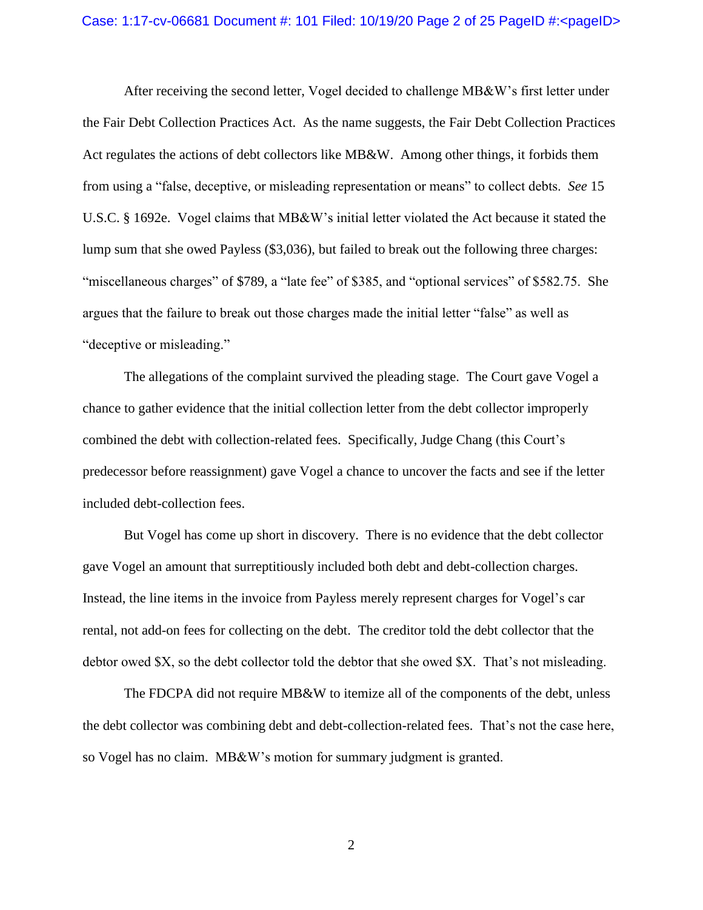After receiving the second letter, Vogel decided to challenge MB&W's first letter under the Fair Debt Collection Practices Act. As the name suggests, the Fair Debt Collection Practices Act regulates the actions of debt collectors like MB&W. Among other things, it forbids them from using a "false, deceptive, or misleading representation or means" to collect debts. *See* 15 U.S.C. § 1692e. Vogel claims that MB&W's initial letter violated the Act because it stated the lump sum that she owed Payless ($3,036), but failed to break out the following three charges: "miscellaneous charges" of $789, a "late fee" of $385, and "optional services" of $582.75. She argues that the failure to break out those charges made the initial letter "false" as well as "deceptive or misleading."

The allegations of the complaint survived the pleading stage. The Court gave Vogel a chance to gather evidence that the initial collection letter from the debt collector improperly combined the debt with collection-related fees. Specifically, Judge Chang (this Court's predecessor before reassignment) gave Vogel a chance to uncover the facts and see if the letter included debt-collection fees.

But Vogel has come up short in discovery. There is no evidence that the debt collector gave Vogel an amount that surreptitiously included both debt and debt-collection charges. Instead, the line items in the invoice from Payless merely represent charges for Vogel's car rental, not add-on fees for collecting on the debt. The creditor told the debt collector that the debtor owed $X, so the debt collector told the debtor that she owed $X. That's not misleading.

The FDCPA did not require MB&W to itemize all of the components of the debt, unless the debt collector was combining debt and debt-collection-related fees. That's not the case here, so Vogel has no claim. MB&W's motion for summary judgment is granted.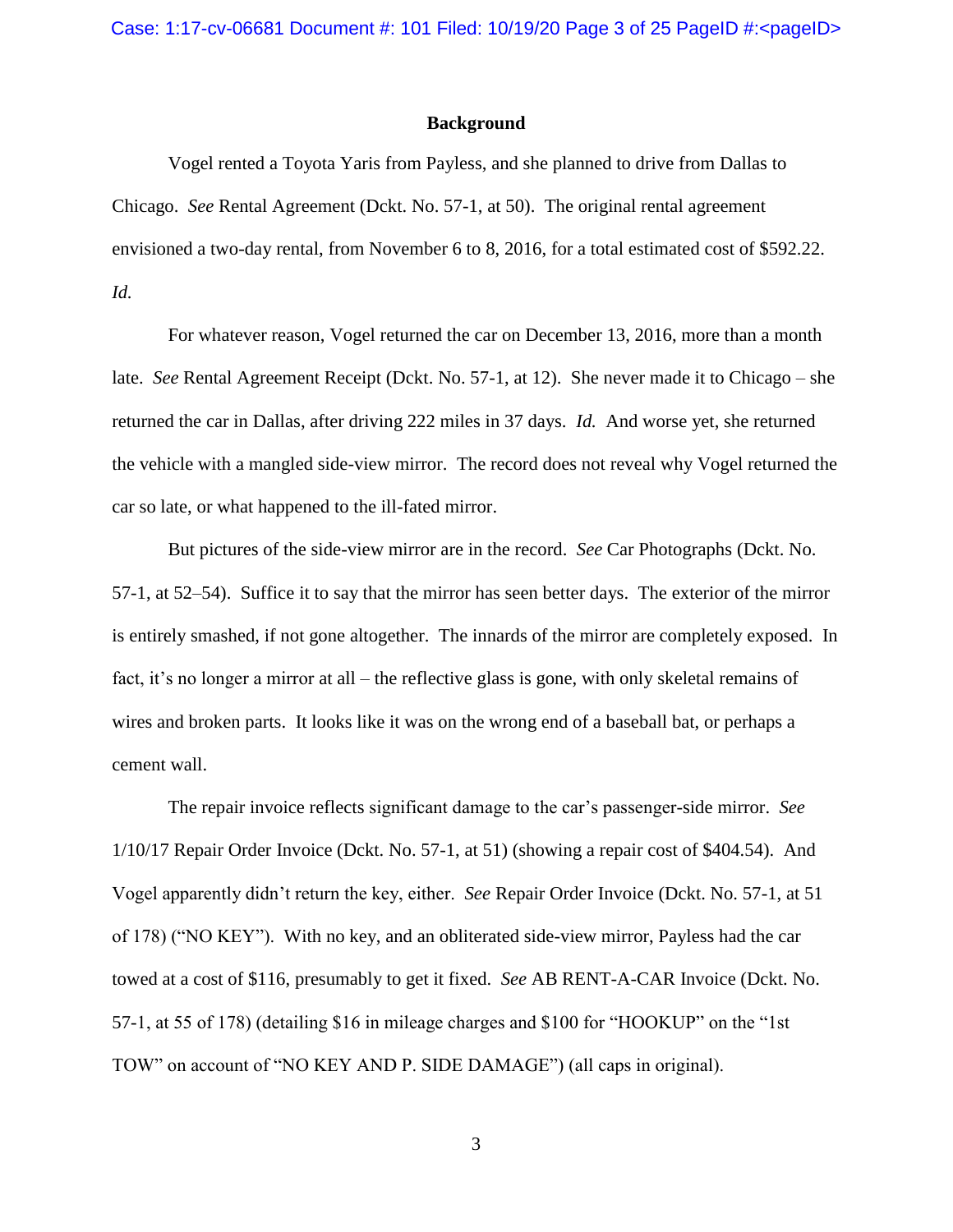## Background

Vogel rented a Toyota Yaris from Payless, and she planned to drive from Dallas to Chicago. *See* Rental Agreement (Dckt. No. 57-1, at 50). The original rental agreement envisioned a two-day rental, from November 6 to 8, 2016, for a total estimated cost of $592.22. *Id.*

For whatever reason, Vogel returned the car on December 13, 2016, more than a month late. *See* Rental Agreement Receipt (Dckt. No. 57-1, at 12). She never made it to Chicago – she returned the car in Dallas, after driving 222 miles in 37 days. *Id.* And worse yet, she returned the vehicle with a mangled side-view mirror. The record does not reveal why Vogel returned the car so late, or what happened to the ill-fated mirror.

But pictures of the side-view mirror are in the record. *See* Car Photographs (Dckt. No. 57-1, at 52–54). Suffice it to say that the mirror has seen better days. The exterior of the mirror is entirely smashed, if not gone altogether. The innards of the mirror are completely exposed. In fact, it's no longer a mirror at all – the reflective glass is gone, with only skeletal remains of wires and broken parts. It looks like it was on the wrong end of a baseball bat, or perhaps a cement wall.

The repair invoice reflects significant damage to the car's passenger-side mirror. *See* 1/10/17 Repair Order Invoice (Dckt. No. 57-1, at 51) (showing a repair cost of $404.54). And Vogel apparently didn't return the key, either. *See* Repair Order Invoice (Dckt. No. 57-1, at 51 of 178) ("NO KEY"). With no key, and an obliterated side-view mirror, Payless had the car towed at a cost of $116, presumably to get it fixed. *See* AB RENT-A-CAR Invoice (Dckt. No. 57-1, at 55 of 178) (detailing $16 in mileage charges and $100 for "HOOKUP" on the "1st TOW" on account of "NO KEY AND P. SIDE DAMAGE") (all caps in original).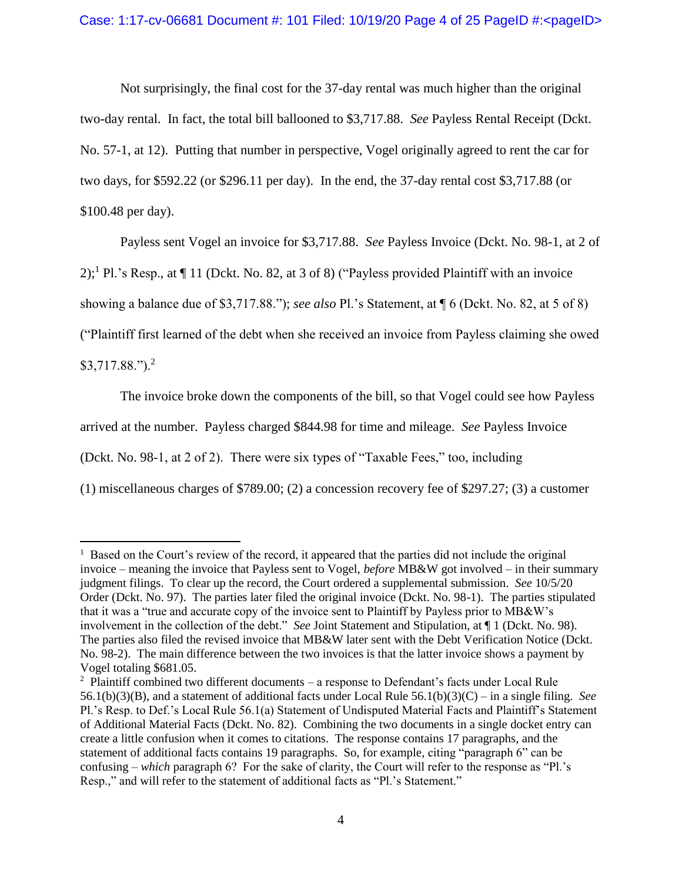Not surprisingly, the final cost for the 37-day rental was much higher than the original two-day rental. In fact, the total bill ballooned to $3,717.88. *See* Payless Rental Receipt (Dckt. No. 57-1, at 12). Putting that number in perspective, Vogel originally agreed to rent the car for two days, for $592.22 (or $296.11 per day). In the end, the 37-day rental cost $3,717.88 (or $100.48 per day).

Payless sent Vogel an invoice for $3,717.88. *See* Payless Invoice (Dckt. No. 98-1, at 2 of 2);[1] Pl.'s Resp., at ¶ 11 (Dckt. No. 82, at 3 of 8) ("Payless provided Plaintiff with an invoice showing a balance due of $3,717.88."); *see also* Pl.'s Statement, at ¶ 6 (Dckt. No. 82, at 5 of 8) ("Plaintiff first learned of the debt when she received an invoice from Payless claiming she owed $3,717.88.").[2]

The invoice broke down the components of the bill, so that Vogel could see how Payless arrived at the number. Payless charged $844.98 for time and mileage. *See* Payless Invoice (Dckt. No. 98-1, at 2 of 2). There were six types of "Taxable Fees," too, including (1) miscellaneous charges of $789.00; (2) a concession recovery fee of $297.27; (3) a customer

---

[1] Based on the Court's review of the record, it appeared that the parties did not include the original invoice – meaning the invoice that Payless sent to Vogel, *before* MB&W got involved – in their summary judgment filings. To clear up the record, the Court ordered a supplemental submission. *See* 10/5/20 Order (Dckt. No. 97). The parties later filed the original invoice (Dckt. No. 98-1). The parties stipulated that it was a "true and accurate copy of the invoice sent to Plaintiff by Payless prior to MB&W's involvement in the collection of the debt." *See* Joint Statement and Stipulation, at ¶ 1 (Dckt. No. 98). The parties also filed the revised invoice that MB&W later sent with the Debt Verification Notice (Dckt. No. 98-2). The main difference between the two invoices is that the latter invoice shows a payment by Vogel totaling $681.05.

[2] Plaintiff combined two different documents – a response to Defendant's facts under Local Rule 56.1(b)(3)(B), and a statement of additional facts under Local Rule 56.1(b)(3)(C) – in a single filing. *See* Pl.'s Resp. to Def.'s Local Rule 56.1(a) Statement of Undisputed Material Facts and Plaintiff's Statement of Additional Material Facts (Dckt. No. 82). Combining the two documents in a single docket entry can create a little confusion when it comes to citations. The response contains 17 paragraphs, and the statement of additional facts contains 19 paragraphs. So, for example, citing "paragraph 6" can be confusing – *which* paragraph 6? For the sake of clarity, the Court will refer to the response as "Pl.'s Resp.," and will refer to the statement of additional facts as "Pl.'s Statement."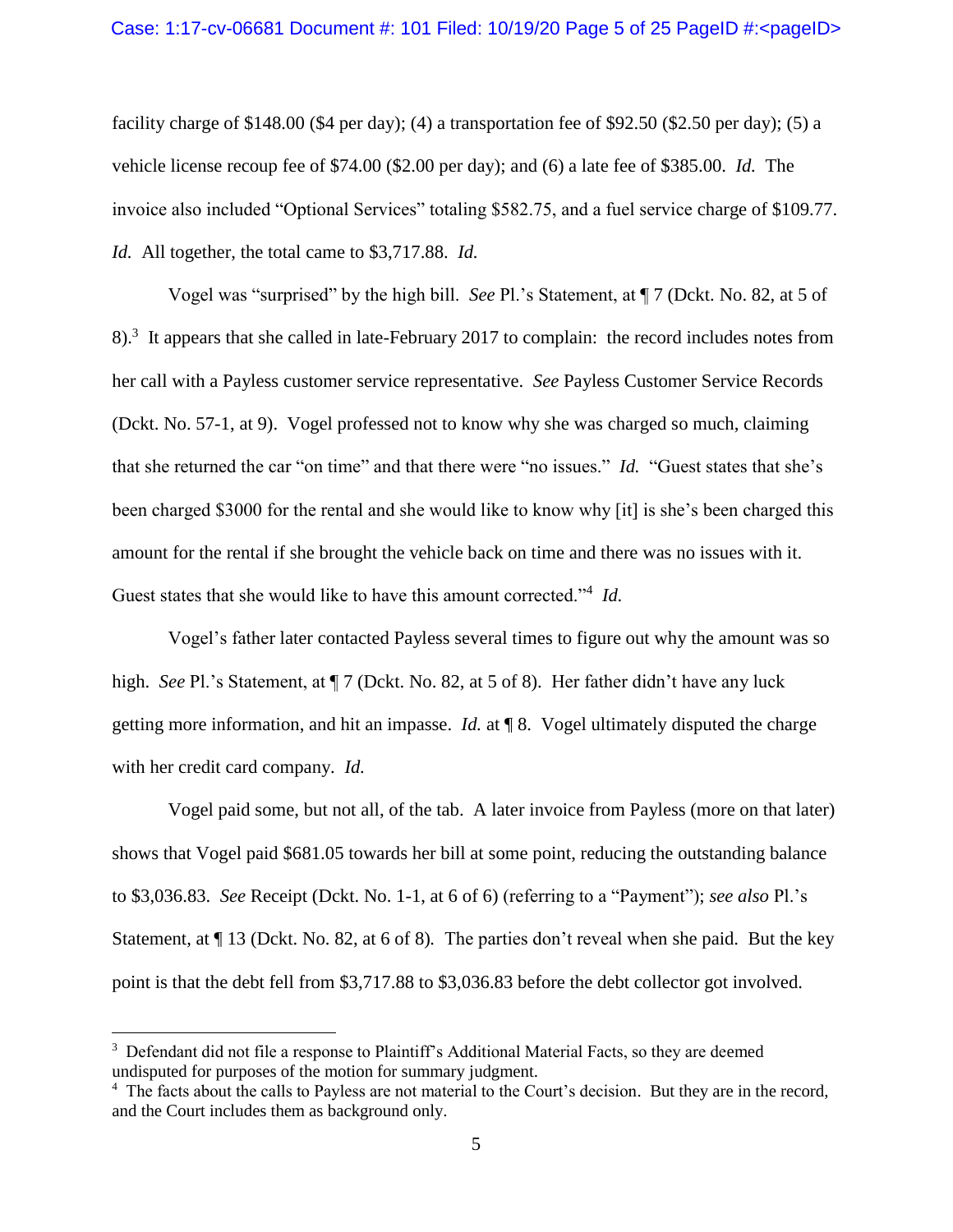facility charge of $148.00 ($4 per day); (4) a transportation fee of $92.50 ($2.50 per day); (5) a vehicle license recoup fee of $74.00 ($2.00 per day); and (6) a late fee of $385.00. *Id.* The invoice also included "Optional Services" totaling $582.75, and a fuel service charge of $109.77. *Id.* All together, the total came to $3,717.88. *Id.*

Vogel was "surprised" by the high bill. *See* Pl.'s Statement, at ¶ 7 (Dckt. No. 82, at 5 of 8).[3] It appears that she called in late-February 2017 to complain: the record includes notes from her call with a Payless customer service representative. *See* Payless Customer Service Records (Dckt. No. 57-1, at 9). Vogel professed not to know why she was charged so much, claiming that she returned the car "on time" and that there were "no issues." *Id.* "Guest states that she's been charged $3000 for the rental and she would like to know why [it] is she's been charged this amount for the rental if she brought the vehicle back on time and there was no issues with it. Guest states that she would like to have this amount corrected."[4] *Id.*

Vogel's father later contacted Payless several times to figure out why the amount was so high. *See* Pl.'s Statement, at ¶ 7 (Dckt. No. 82, at 5 of 8). Her father didn't have any luck getting more information, and hit an impasse. *Id.* at ¶ 8. Vogel ultimately disputed the charge with her credit card company. *Id.*

Vogel paid some, but not all, of the tab. A later invoice from Payless (more on that later) shows that Vogel paid $681.05 towards her bill at some point, reducing the outstanding balance to $3,036.83. *See* Receipt (Dckt. No. 1-1, at 6 of 6) (referring to a "Payment"); *see also* Pl.'s Statement, at ¶ 13 (Dckt. No. 82, at 6 of 8). The parties don't reveal when she paid. But the key point is that the debt fell from $3,717.88 to $3,036.83 before the debt collector got involved.

---

[3] Defendant did not file a response to Plaintiff's Additional Material Facts, so they are deemed undisputed for purposes of the motion for summary judgment.

[4] The facts about the calls to Payless are not material to the Court's decision. But they are in the record, and the Court includes them as background only.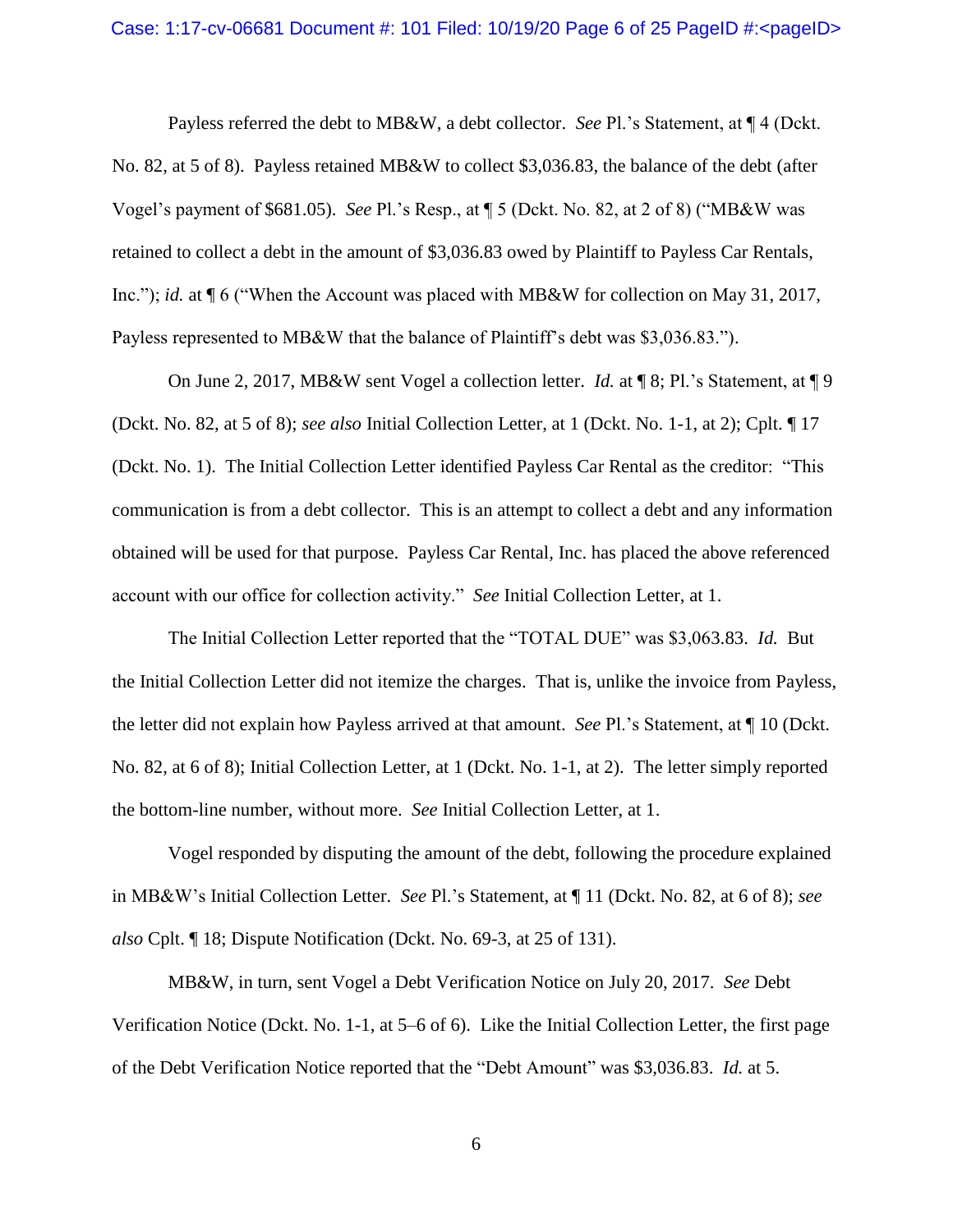Payless referred the debt to MB&W, a debt collector. *See* Pl.'s Statement, at ¶ 4 (Dckt. No. 82, at 5 of 8). Payless retained MB&W to collect $3,036.83, the balance of the debt (after Vogel's payment of $681.05). *See* Pl.'s Resp., at ¶ 5 (Dckt. No. 82, at 2 of 8) ("MB&W was retained to collect a debt in the amount of $3,036.83 owed by Plaintiff to Payless Car Rentals, Inc."); *id.* at ¶ 6 ("When the Account was placed with MB&W for collection on May 31, 2017, Payless represented to MB&W that the balance of Plaintiff's debt was $3,036.83.").

On June 2, 2017, MB&W sent Vogel a collection letter. *Id.* at ¶ 8; Pl.'s Statement, at ¶ 9 (Dckt. No. 82, at 5 of 8); *see also* Initial Collection Letter, at 1 (Dckt. No. 1-1, at 2); Cplt. ¶ 17 (Dckt. No. 1). The Initial Collection Letter identified Payless Car Rental as the creditor: "This communication is from a debt collector. This is an attempt to collect a debt and any information obtained will be used for that purpose. Payless Car Rental, Inc. has placed the above referenced account with our office for collection activity." *See* Initial Collection Letter, at 1.

The Initial Collection Letter reported that the "TOTAL DUE" was $3,063.83. *Id.* But the Initial Collection Letter did not itemize the charges. That is, unlike the invoice from Payless, the letter did not explain how Payless arrived at that amount. *See* Pl.'s Statement, at ¶ 10 (Dckt. No. 82, at 6 of 8); Initial Collection Letter, at 1 (Dckt. No. 1-1, at 2). The letter simply reported the bottom-line number, without more. *See* Initial Collection Letter, at 1.

Vogel responded by disputing the amount of the debt, following the procedure explained in MB&W's Initial Collection Letter. *See* Pl.'s Statement, at ¶ 11 (Dckt. No. 82, at 6 of 8); *see also* Cplt. ¶ 18; Dispute Notification (Dckt. No. 69-3, at 25 of 131).

MB&W, in turn, sent Vogel a Debt Verification Notice on July 20, 2017. *See* Debt Verification Notice (Dckt. No. 1-1, at 5–6 of 6). Like the Initial Collection Letter, the first page of the Debt Verification Notice reported that the "Debt Amount" was $3,036.83. *Id.* at 5.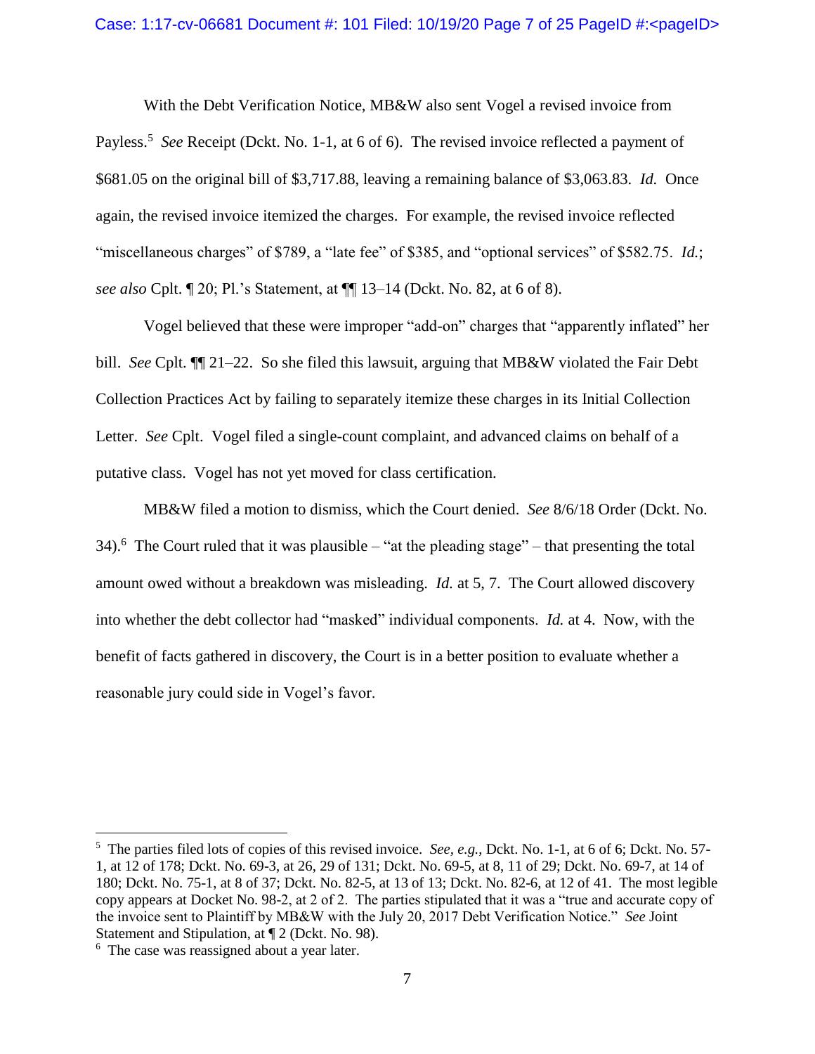With the Debt Verification Notice, MB&W also sent Vogel a revised invoice from Payless.[5] *See* Receipt (Dckt. No. 1-1, at 6 of 6). The revised invoice reflected a payment of $681.05 on the original bill of $3,717.88, leaving a remaining balance of $3,063.83. *Id.* Once again, the revised invoice itemized the charges. For example, the revised invoice reflected "miscellaneous charges" of $789, a "late fee" of $385, and "optional services" of $582.75. *Id.*; *see also* Cplt. ¶ 20; Pl.'s Statement, at ¶¶ 13–14 (Dckt. No. 82, at 6 of 8).

Vogel believed that these were improper "add-on" charges that "apparently inflated" her bill. *See* Cplt. ¶¶ 21–22. So she filed this lawsuit, arguing that MB&W violated the Fair Debt Collection Practices Act by failing to separately itemize these charges in its Initial Collection Letter. *See* Cplt. Vogel filed a single-count complaint, and advanced claims on behalf of a putative class. Vogel has not yet moved for class certification.

MB&W filed a motion to dismiss, which the Court denied. *See* 8/6/18 Order (Dckt. No. 34).[6] The Court ruled that it was plausible – "at the pleading stage" – that presenting the total amount owed without a breakdown was misleading. *Id.* at 5, 7. The Court allowed discovery into whether the debt collector had "masked" individual components. *Id.* at 4. Now, with the benefit of facts gathered in discovery, the Court is in a better position to evaluate whether a reasonable jury could side in Vogel's favor.

---

[5] The parties filed lots of copies of this revised invoice. *See, e.g.*, Dckt. No. 1-1, at 6 of 6; Dckt. No. 57-1, at 12 of 178; Dckt. No. 69-3, at 26, 29 of 131; Dckt. No. 69-5, at 8, 11 of 29; Dckt. No. 69-7, at 14 of 180; Dckt. No. 75-1, at 8 of 37; Dckt. No. 82-5, at 13 of 13; Dckt. No. 82-6, at 12 of 41. The most legible copy appears at Docket No. 98-2, at 2 of 2. The parties stipulated that it was a "true and accurate copy of the invoice sent to Plaintiff by MB&W with the July 20, 2017 Debt Verification Notice." *See* Joint Statement and Stipulation, at ¶ 2 (Dckt. No. 98).

[6] The case was reassigned about a year later.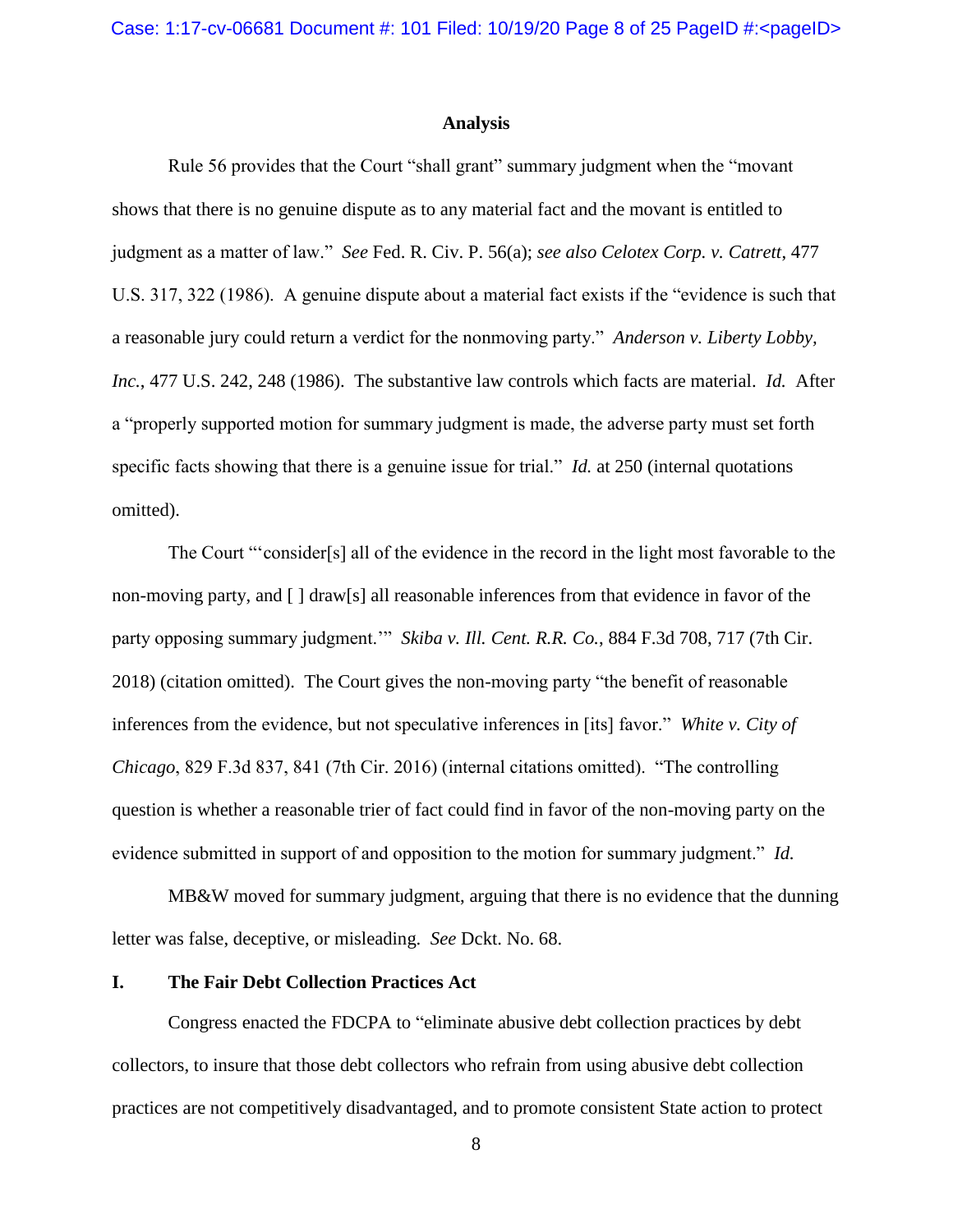## Analysis

Rule 56 provides that the Court "shall grant" summary judgment when the "movant shows that there is no genuine dispute as to any material fact and the movant is entitled to judgment as a matter of law." *See* Fed. R. Civ. P. 56(a); *see also Celotex Corp. v. Catrett*, 477 U.S. 317, 322 (1986). A genuine dispute about a material fact exists if the "evidence is such that a reasonable jury could return a verdict for the nonmoving party." *Anderson v. Liberty Lobby, Inc.*, 477 U.S. 242, 248 (1986). The substantive law controls which facts are material. *Id.* After a "properly supported motion for summary judgment is made, the adverse party must set forth specific facts showing that there is a genuine issue for trial." *Id.* at 250 (internal quotations omitted).

The Court "'consider[s] all of the evidence in the record in the light most favorable to the non-moving party, and [ ] draw[s] all reasonable inferences from that evidence in favor of the party opposing summary judgment.'" *Skiba v. Ill. Cent. R.R. Co.*, 884 F.3d 708, 717 (7th Cir. 2018) (citation omitted). The Court gives the non-moving party "the benefit of reasonable inferences from the evidence, but not speculative inferences in [its] favor." *White v. City of Chicago*, 829 F.3d 837, 841 (7th Cir. 2016) (internal citations omitted). "The controlling question is whether a reasonable trier of fact could find in favor of the non-moving party on the evidence submitted in support of and opposition to the motion for summary judgment." *Id.*

MB&W moved for summary judgment, arguing that there is no evidence that the dunning letter was false, deceptive, or misleading. *See* Dckt. No. 68.

### I. The Fair Debt Collection Practices Act

Congress enacted the FDCPA to "eliminate abusive debt collection practices by debt collectors, to insure that those debt collectors who refrain from using abusive debt collection practices are not competitively disadvantaged, and to promote consistent State action to protect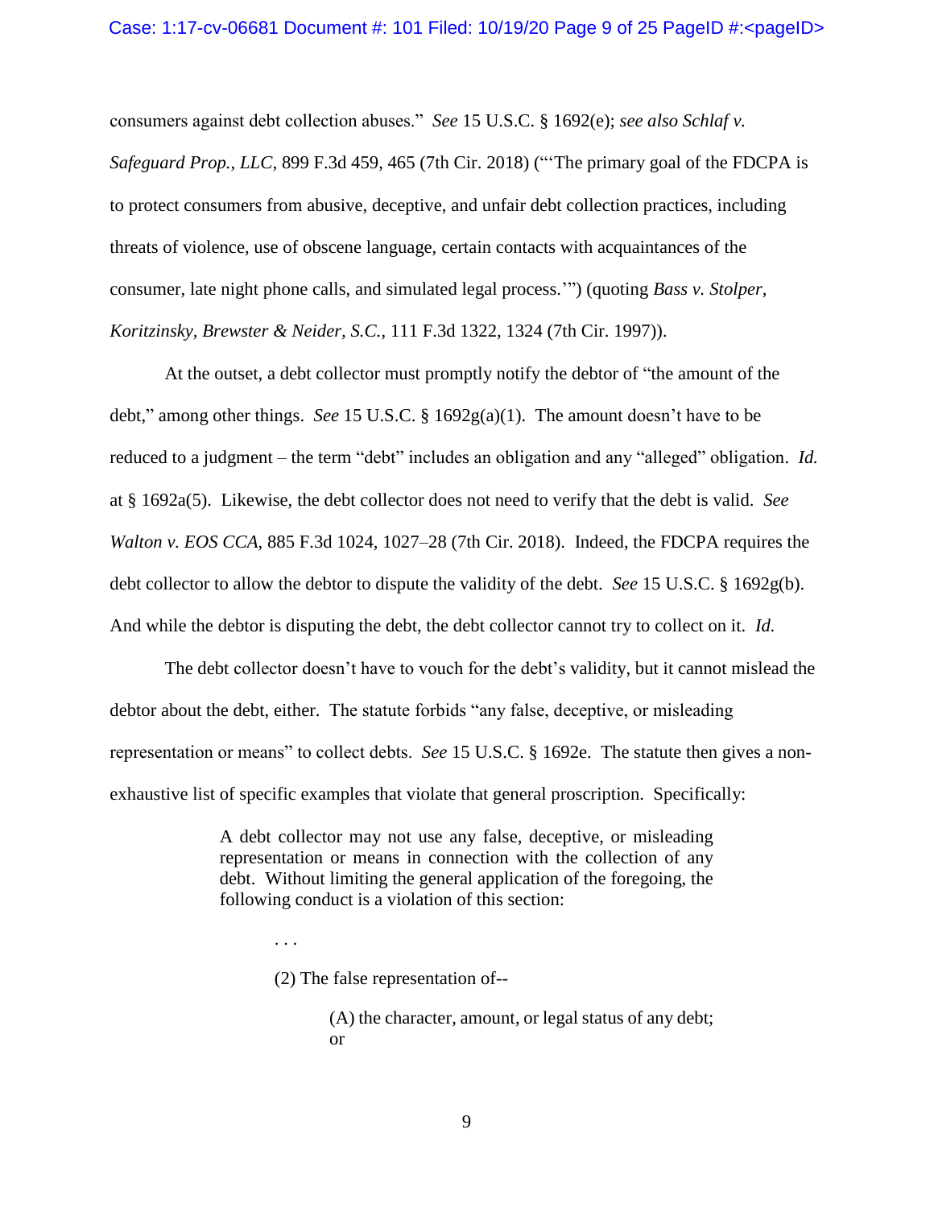consumers against debt collection abuses." *See* 15 U.S.C. § 1692(e); *see also Schlaf v. Safeguard Prop., LLC*, 899 F.3d 459, 465 (7th Cir. 2018) ("'The primary goal of the FDCPA is to protect consumers from abusive, deceptive, and unfair debt collection practices, including threats of violence, use of obscene language, certain contacts with acquaintances of the consumer, late night phone calls, and simulated legal process.'") (quoting *Bass v. Stolper, Koritzinsky, Brewster & Neider, S.C.*, 111 F.3d 1322, 1324 (7th Cir. 1997)).

At the outset, a debt collector must promptly notify the debtor of "the amount of the debt," among other things. *See* 15 U.S.C. § 1692g(a)(1). The amount doesn't have to be reduced to a judgment – the term "debt" includes an obligation and any "alleged" obligation. *Id.* at § 1692a(5). Likewise, the debt collector does not need to verify that the debt is valid. *See Walton v. EOS CCA*, 885 F.3d 1024, 1027–28 (7th Cir. 2018). Indeed, the FDCPA requires the debt collector to allow the debtor to dispute the validity of the debt. *See* 15 U.S.C. § 1692g(b). And while the debtor is disputing the debt, the debt collector cannot try to collect on it. *Id.*

The debt collector doesn't have to vouch for the debt's validity, but it cannot mislead the debtor about the debt, either. The statute forbids "any false, deceptive, or misleading representation or means" to collect debts. *See* 15 U.S.C. § 1692e. The statute then gives a non-exhaustive list of specific examples that violate that general proscription. Specifically:

> A debt collector may not use any false, deceptive, or misleading representation or means in connection with the collection of any debt. Without limiting the general application of the foregoing, the following conduct is a violation of this section:
>
> . . .
>
> (2) The false representation of--
>
> (A) the character, amount, or legal status of any debt; or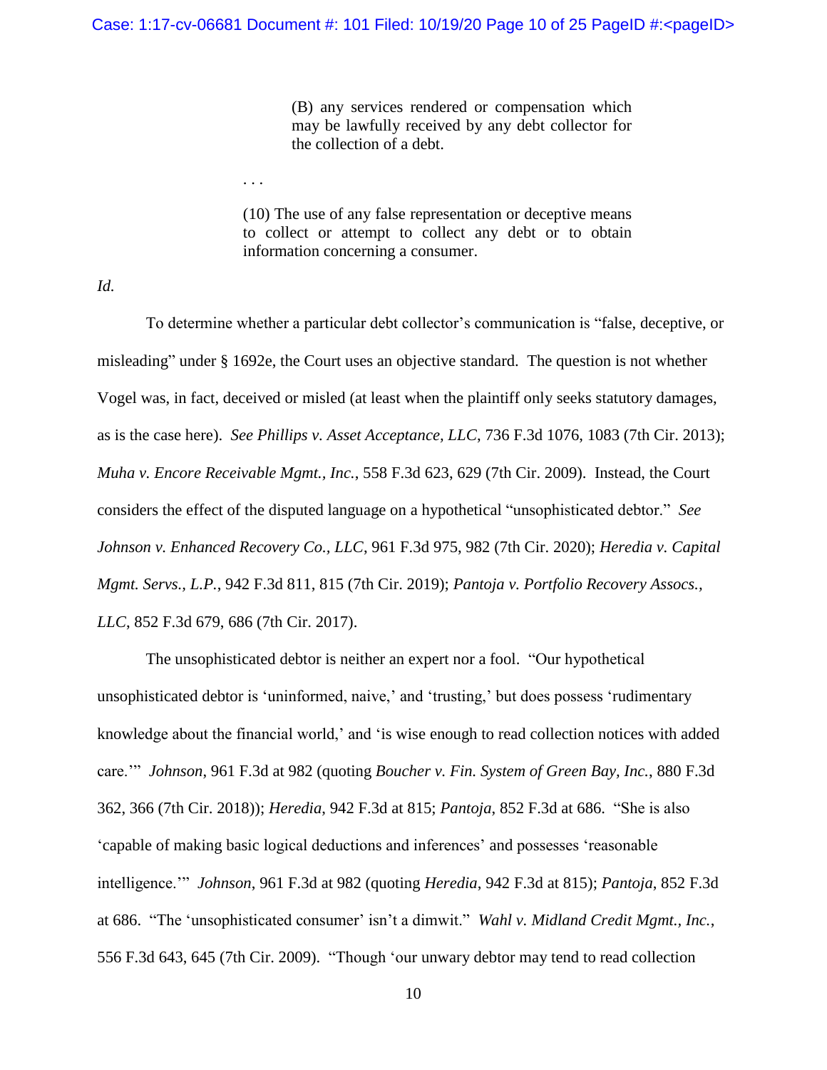> (B) any services rendered or compensation which may be lawfully received by any debt collector for the collection of a debt.

. . .

> (10) The use of any false representation or deceptive means to collect or attempt to collect any debt or to obtain information concerning a consumer.

*Id.*

To determine whether a particular debt collector's communication is "false, deceptive, or misleading" under § 1692e, the Court uses an objective standard. The question is not whether Vogel was, in fact, deceived or misled (at least when the plaintiff only seeks statutory damages, as is the case here). *See Phillips v. Asset Acceptance, LLC*, 736 F.3d 1076, 1083 (7th Cir. 2013); *Muha v. Encore Receivable Mgmt., Inc.*, 558 F.3d 623, 629 (7th Cir. 2009). Instead, the Court considers the effect of the disputed language on a hypothetical "unsophisticated debtor." *See Johnson v. Enhanced Recovery Co., LLC*, 961 F.3d 975, 982 (7th Cir. 2020); *Heredia v. Capital Mgmt. Servs., L.P.*, 942 F.3d 811, 815 (7th Cir. 2019); *Pantoja v. Portfolio Recovery Assocs., LLC*, 852 F.3d 679, 686 (7th Cir. 2017).

The unsophisticated debtor is neither an expert nor a fool. "Our hypothetical unsophisticated debtor is 'uninformed, naive,' and 'trusting,' but does possess 'rudimentary knowledge about the financial world,' and 'is wise enough to read collection notices with added care.'" *Johnson*, 961 F.3d at 982 (quoting *Boucher v. Fin. System of Green Bay, Inc.*, 880 F.3d 362, 366 (7th Cir. 2018)); *Heredia*, 942 F.3d at 815; *Pantoja*, 852 F.3d at 686. "She is also 'capable of making basic logical deductions and inferences' and possesses 'reasonable intelligence.'" *Johnson*, 961 F.3d at 982 (quoting *Heredia*, 942 F.3d at 815); *Pantoja*, 852 F.3d at 686. "The 'unsophisticated consumer' isn't a dimwit." *Wahl v. Midland Credit Mgmt., Inc.*, 556 F.3d 643, 645 (7th Cir. 2009). "Though 'our unwary debtor may tend to read collection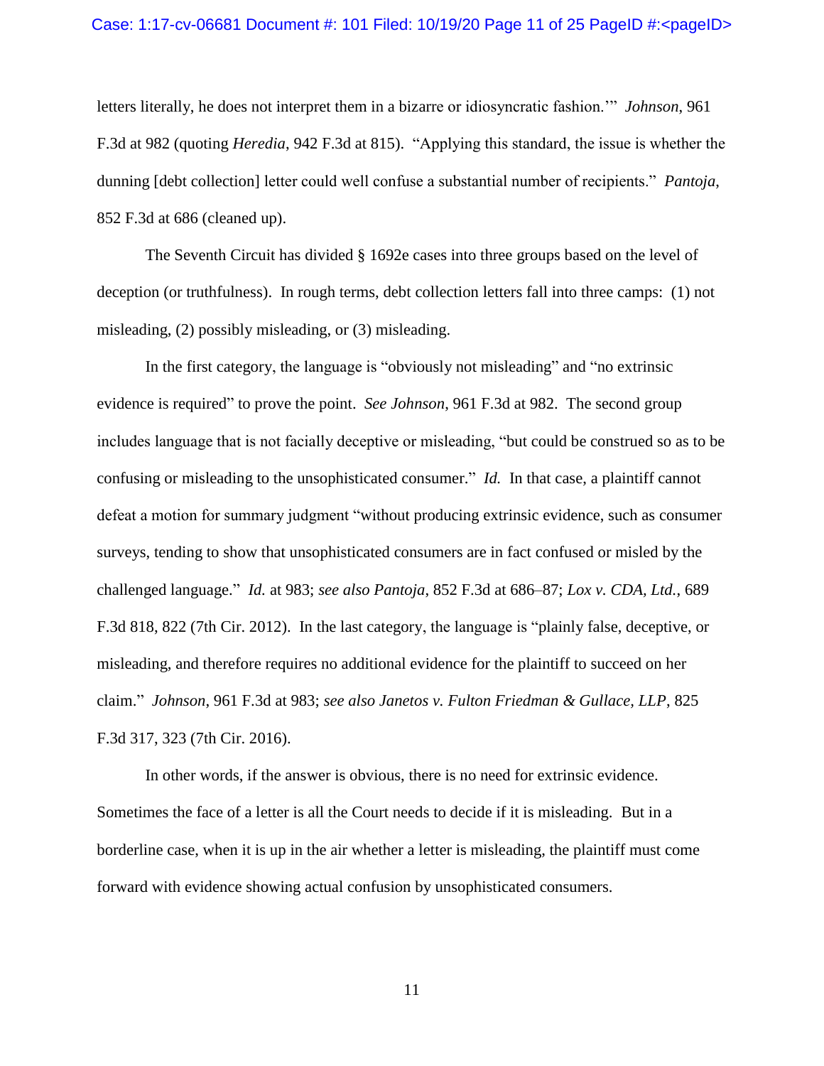letters literally, he does not interpret them in a bizarre or idiosyncratic fashion.'" *Johnson*, 961 F.3d at 982 (quoting *Heredia*, 942 F.3d at 815). "Applying this standard, the issue is whether the dunning [debt collection] letter could well confuse a substantial number of recipients." *Pantoja*, 852 F.3d at 686 (cleaned up).

The Seventh Circuit has divided § 1692e cases into three groups based on the level of deception (or truthfulness). In rough terms, debt collection letters fall into three camps: (1) not misleading, (2) possibly misleading, or (3) misleading.

In the first category, the language is "obviously not misleading" and "no extrinsic evidence is required" to prove the point. *See Johnson*, 961 F.3d at 982. The second group includes language that is not facially deceptive or misleading, "but could be construed so as to be confusing or misleading to the unsophisticated consumer." *Id.* In that case, a plaintiff cannot defeat a motion for summary judgment "without producing extrinsic evidence, such as consumer surveys, tending to show that unsophisticated consumers are in fact confused or misled by the challenged language." *Id.* at 983; *see also Pantoja*, 852 F.3d at 686–87; *Lox v. CDA, Ltd.*, 689 F.3d 818, 822 (7th Cir. 2012). In the last category, the language is "plainly false, deceptive, or misleading, and therefore requires no additional evidence for the plaintiff to succeed on her claim." *Johnson*, 961 F.3d at 983; *see also Janetos v. Fulton Friedman & Gullace, LLP*, 825 F.3d 317, 323 (7th Cir. 2016).

In other words, if the answer is obvious, there is no need for extrinsic evidence. Sometimes the face of a letter is all the Court needs to decide if it is misleading. But in a borderline case, when it is up in the air whether a letter is misleading, the plaintiff must come forward with evidence showing actual confusion by unsophisticated consumers.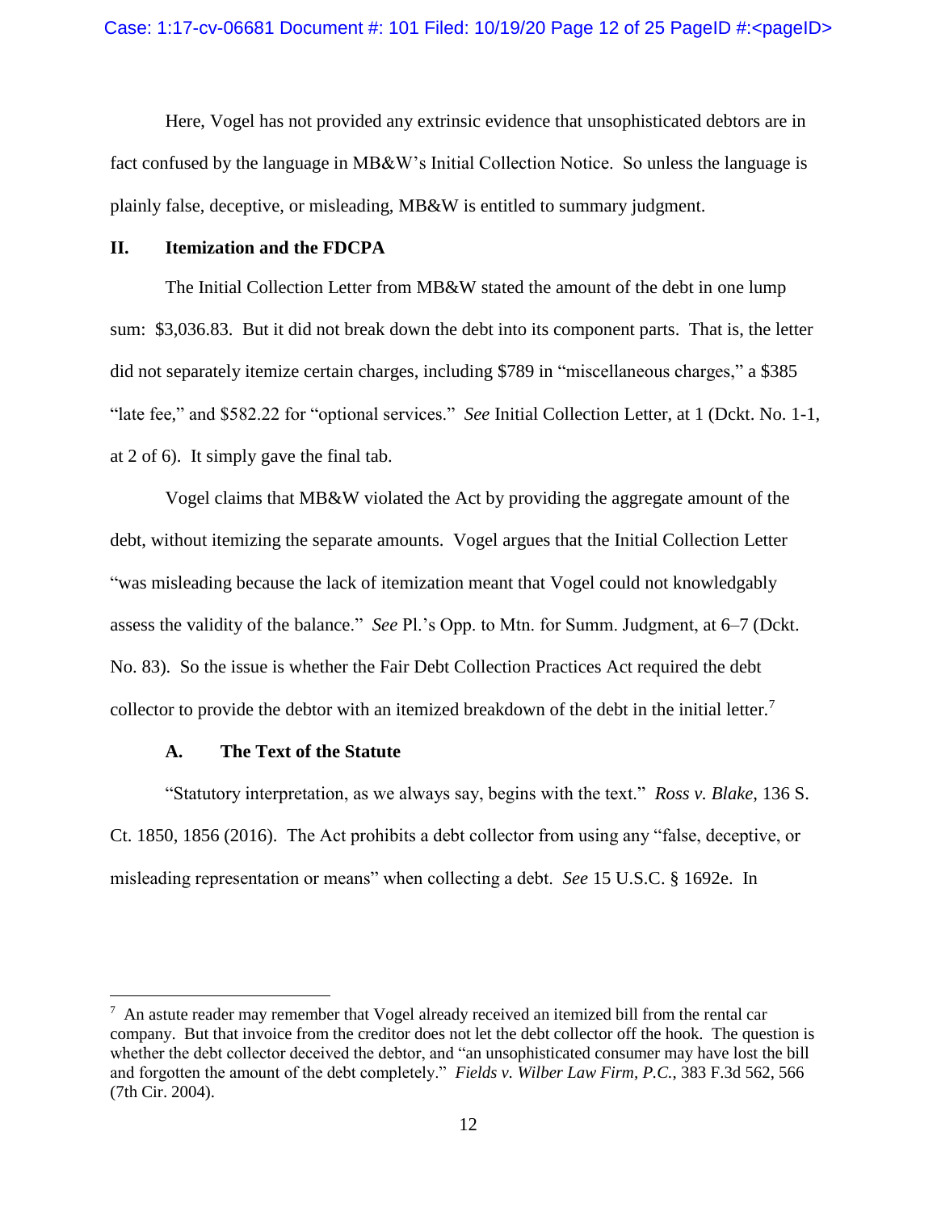Here, Vogel has not provided any extrinsic evidence that unsophisticated debtors are in fact confused by the language in MB&W's Initial Collection Notice. So unless the language is plainly false, deceptive, or misleading, MB&W is entitled to summary judgment.

## II. Itemization and the FDCPA

The Initial Collection Letter from MB&W stated the amount of the debt in one lump sum: $3,036.83. But it did not break down the debt into its component parts. That is, the letter did not separately itemize certain charges, including $789 in "miscellaneous charges," a $385 "late fee," and $582.22 for "optional services." *See* Initial Collection Letter, at 1 (Dckt. No. 1-1, at 2 of 6). It simply gave the final tab.

Vogel claims that MB&W violated the Act by providing the aggregate amount of the debt, without itemizing the separate amounts. Vogel argues that the Initial Collection Letter "was misleading because the lack of itemization meant that Vogel could not knowledgably assess the validity of the balance." *See* Pl.'s Opp. to Mtn. for Summ. Judgment, at 6–7 (Dckt. No. 83). So the issue is whether the Fair Debt Collection Practices Act required the debt collector to provide the debtor with an itemized breakdown of the debt in the initial letter.[7]

### A. The Text of the Statute

"Statutory interpretation, as we always say, begins with the text." *Ross v. Blake*, 136 S. Ct. 1850, 1856 (2016). The Act prohibits a debt collector from using any "false, deceptive, or misleading representation or means" when collecting a debt. *See* 15 U.S.C. § 1692e. In

---

[7] An astute reader may remember that Vogel already received an itemized bill from the rental car company. But that invoice from the creditor does not let the debt collector off the hook. The question is whether the debt collector deceived the debtor, and "an unsophisticated consumer may have lost the bill and forgotten the amount of the debt completely." *Fields v. Wilber Law Firm, P.C.*, 383 F.3d 562, 566 (7th Cir. 2004).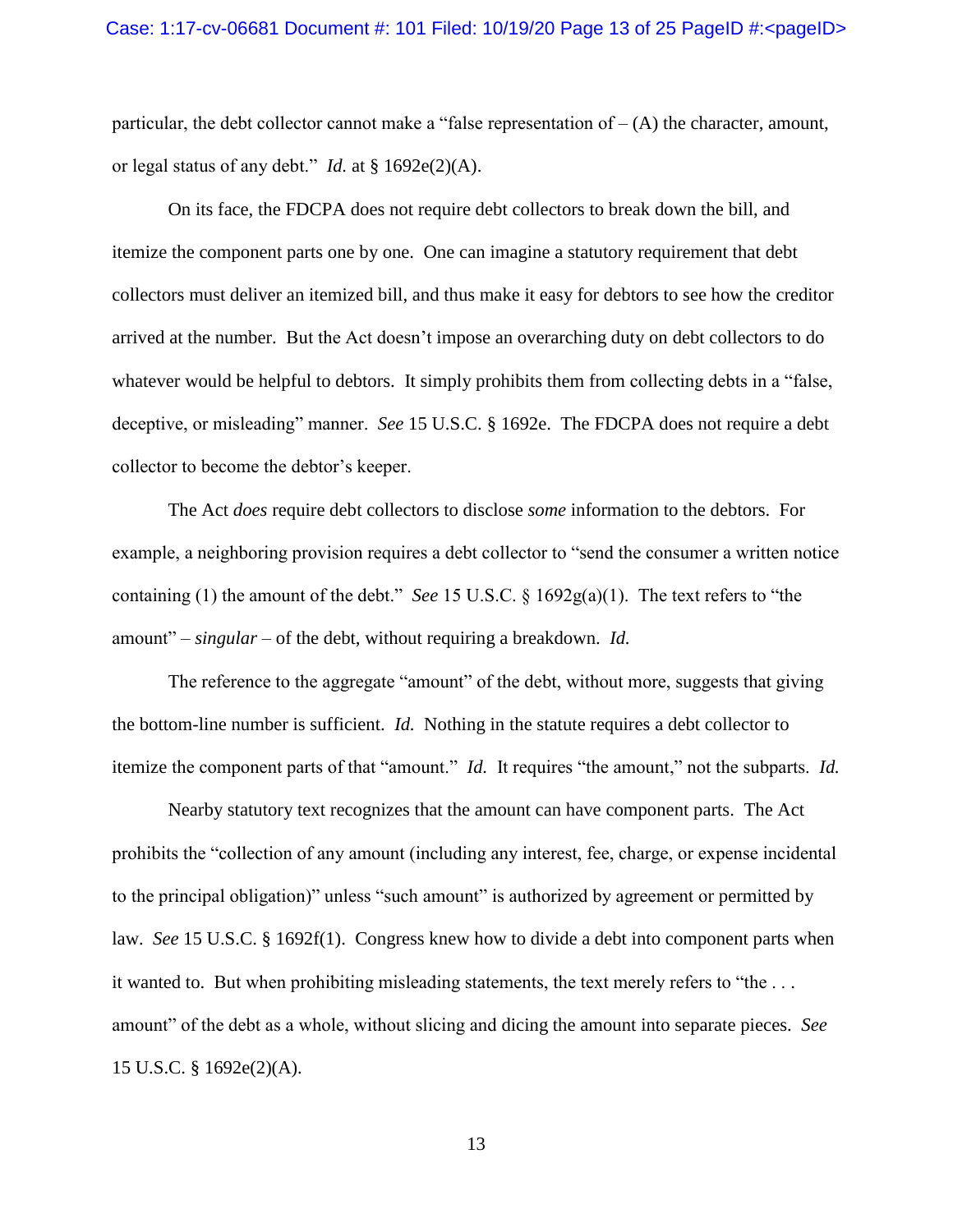particular, the debt collector cannot make a "false representation of – (A) the character, amount, or legal status of any debt." *Id.* at § 1692e(2)(A).

On its face, the FDCPA does not require debt collectors to break down the bill, and itemize the component parts one by one. One can imagine a statutory requirement that debt collectors must deliver an itemized bill, and thus make it easy for debtors to see how the creditor arrived at the number. But the Act doesn't impose an overarching duty on debt collectors to do whatever would be helpful to debtors. It simply prohibits them from collecting debts in a "false, deceptive, or misleading" manner. *See* 15 U.S.C. § 1692e. The FDCPA does not require a debt collector to become the debtor's keeper.

The Act *does* require debt collectors to disclose *some* information to the debtors. For example, a neighboring provision requires a debt collector to "send the consumer a written notice containing (1) the amount of the debt." *See* 15 U.S.C. § 1692g(a)(1). The text refers to "the amount" – *singular* – of the debt, without requiring a breakdown. *Id.*

The reference to the aggregate "amount" of the debt, without more, suggests that giving the bottom-line number is sufficient. *Id.* Nothing in the statute requires a debt collector to itemize the component parts of that "amount." *Id.* It requires "the amount," not the subparts. *Id.*

Nearby statutory text recognizes that the amount can have component parts. The Act prohibits the "collection of any amount (including any interest, fee, charge, or expense incidental to the principal obligation)" unless "such amount" is authorized by agreement or permitted by law. *See* 15 U.S.C. § 1692f(1). Congress knew how to divide a debt into component parts when it wanted to. But when prohibiting misleading statements, the text merely refers to "the . . . amount" of the debt as a whole, without slicing and dicing the amount into separate pieces. *See* 15 U.S.C. § 1692e(2)(A).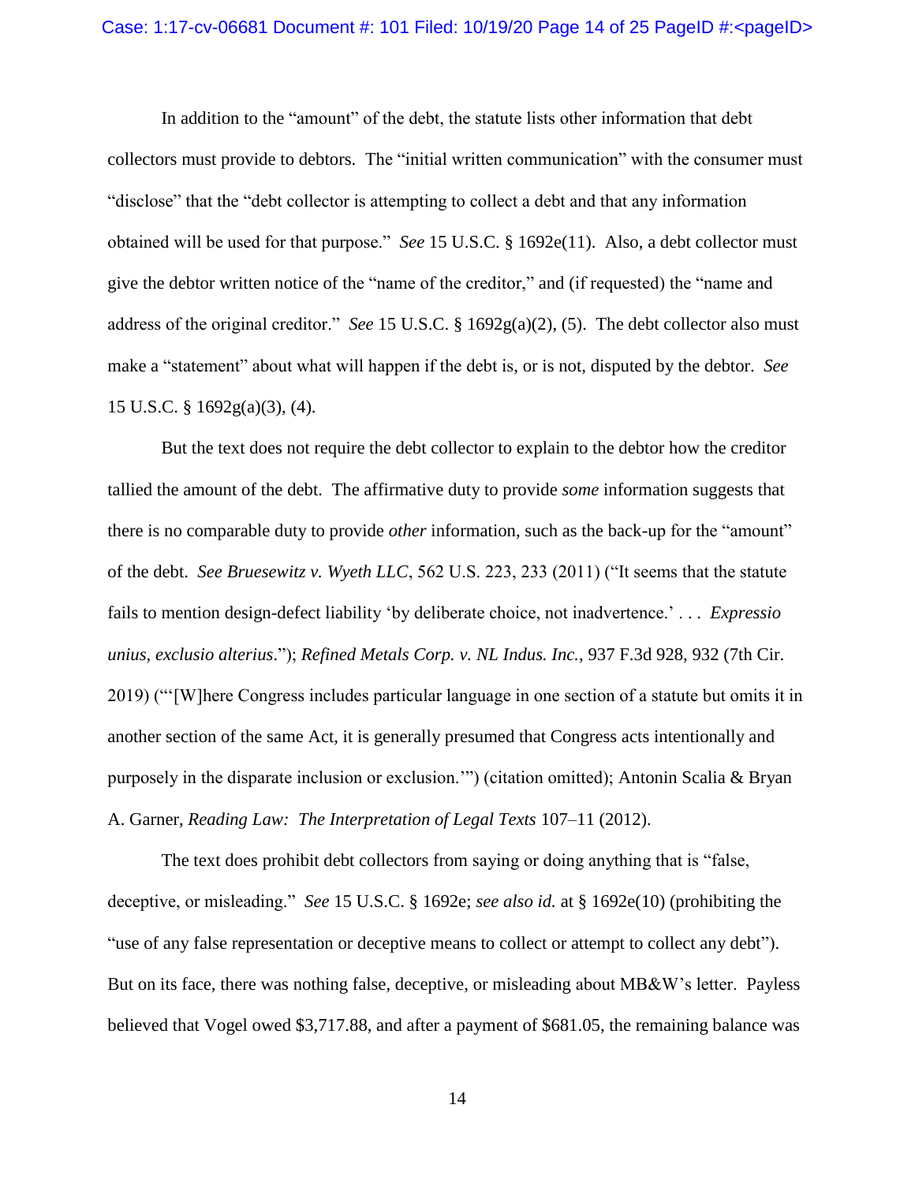In addition to the "amount" of the debt, the statute lists other information that debt collectors must provide to debtors. The "initial written communication" with the consumer must "disclose" that the "debt collector is attempting to collect a debt and that any information obtained will be used for that purpose." *See* 15 U.S.C. § 1692e(11). Also, a debt collector must give the debtor written notice of the "name of the creditor," and (if requested) the "name and address of the original creditor." *See* 15 U.S.C. § 1692g(a)(2), (5). The debt collector also must make a "statement" about what will happen if the debt is, or is not, disputed by the debtor. *See* 15 U.S.C. § 1692g(a)(3), (4).

But the text does not require the debt collector to explain to the debtor how the creditor tallied the amount of the debt. The affirmative duty to provide *some* information suggests that there is no comparable duty to provide *other* information, such as the back-up for the "amount" of the debt. *See Bruesewitz v. Wyeth LLC*, 562 U.S. 223, 233 (2011) ("It seems that the statute fails to mention design-defect liability 'by deliberate choice, not inadvertence.' . . . *Expressio unius, exclusio alterius*."); *Refined Metals Corp. v. NL Indus. Inc.*, 937 F.3d 928, 932 (7th Cir. 2019) ("'[W]here Congress includes particular language in one section of a statute but omits it in another section of the same Act, it is generally presumed that Congress acts intentionally and purposely in the disparate inclusion or exclusion.'") (citation omitted); Antonin Scalia & Bryan A. Garner, *Reading Law: The Interpretation of Legal Texts* 107–11 (2012).

The text does prohibit debt collectors from saying or doing anything that is "false, deceptive, or misleading." *See* 15 U.S.C. § 1692e; *see also id.* at § 1692e(10) (prohibiting the "use of any false representation or deceptive means to collect or attempt to collect any debt"). But on its face, there was nothing false, deceptive, or misleading about MB&W's letter. Payless believed that Vogel owed $3,717.88, and after a payment of $681.05, the remaining balance was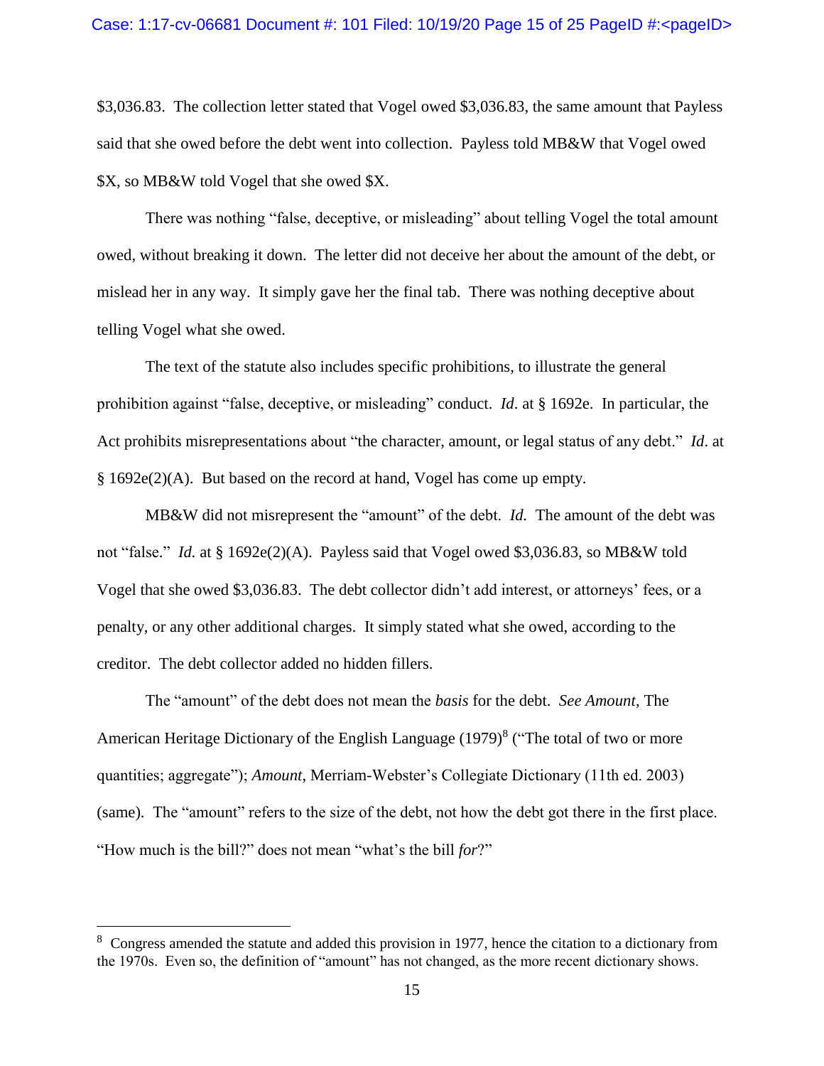$3,036.83. The collection letter stated that Vogel owed $3,036.83, the same amount that Payless said that she owed before the debt went into collection. Payless told MB&W that Vogel owed $X, so MB&W told Vogel that she owed $X.

There was nothing "false, deceptive, or misleading" about telling Vogel the total amount owed, without breaking it down. The letter did not deceive her about the amount of the debt, or mislead her in any way. It simply gave her the final tab. There was nothing deceptive about telling Vogel what she owed.

The text of the statute also includes specific prohibitions, to illustrate the general prohibition against "false, deceptive, or misleading" conduct. *Id*. at § 1692e. In particular, the Act prohibits misrepresentations about "the character, amount, or legal status of any debt." *Id*. at § 1692e(2)(A). But based on the record at hand, Vogel has come up empty.

MB&W did not misrepresent the "amount" of the debt. *Id.* The amount of the debt was not "false." *Id.* at § 1692e(2)(A). Payless said that Vogel owed $3,036.83, so MB&W told Vogel that she owed $3,036.83. The debt collector didn't add interest, or attorneys' fees, or a penalty, or any other additional charges. It simply stated what she owed, according to the creditor. The debt collector added no hidden fillers.

The "amount" of the debt does not mean the *basis* for the debt. *See Amount*, The American Heritage Dictionary of the English Language (1979)[8] ("The total of two or more quantities; aggregate"); *Amount*, Merriam-Webster's Collegiate Dictionary (11th ed. 2003) (same). The "amount" refers to the size of the debt, not how the debt got there in the first place. "How much is the bill?" does not mean "what's the bill *for*?"

---

[8] Congress amended the statute and added this provision in 1977, hence the citation to a dictionary from the 1970s. Even so, the definition of "amount" has not changed, as the more recent dictionary shows.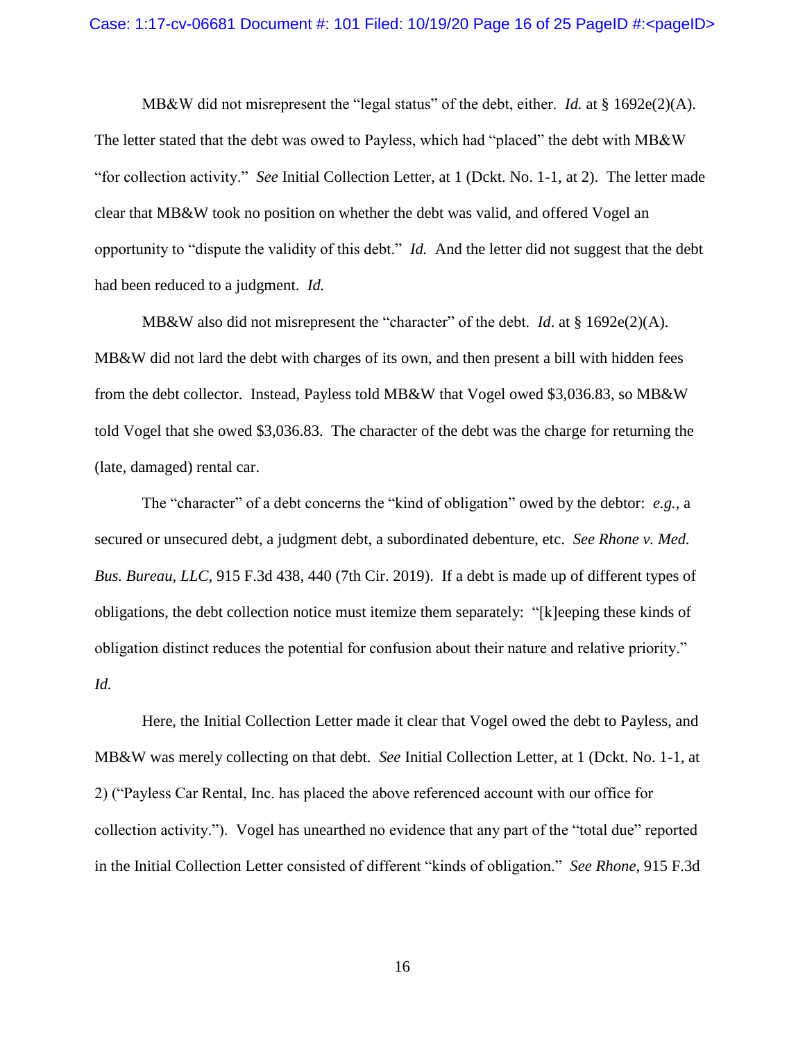MB&W did not misrepresent the "legal status" of the debt, either. *Id.* at § 1692e(2)(A). The letter stated that the debt was owed to Payless, which had "placed" the debt with MB&W "for collection activity." *See* Initial Collection Letter, at 1 (Dckt. No. 1-1, at 2). The letter made clear that MB&W took no position on whether the debt was valid, and offered Vogel an opportunity to "dispute the validity of this debt." *Id.* And the letter did not suggest that the debt had been reduced to a judgment. *Id.*

MB&W also did not misrepresent the "character" of the debt. *Id*. at § 1692e(2)(A). MB&W did not lard the debt with charges of its own, and then present a bill with hidden fees from the debt collector. Instead, Payless told MB&W that Vogel owed $3,036.83, so MB&W told Vogel that she owed $3,036.83. The character of the debt was the charge for returning the (late, damaged) rental car.

The "character" of a debt concerns the "kind of obligation" owed by the debtor: *e.g.*, a secured or unsecured debt, a judgment debt, a subordinated debenture, etc. *See Rhone v. Med. Bus. Bureau, LLC*, 915 F.3d 438, 440 (7th Cir. 2019). If a debt is made up of different types of obligations, the debt collection notice must itemize them separately: "[k]eeping these kinds of obligation distinct reduces the potential for confusion about their nature and relative priority." *Id.*

Here, the Initial Collection Letter made it clear that Vogel owed the debt to Payless, and MB&W was merely collecting on that debt. *See* Initial Collection Letter, at 1 (Dckt. No. 1-1, at 2) ("Payless Car Rental, Inc. has placed the above referenced account with our office for collection activity."). Vogel has unearthed no evidence that any part of the "total due" reported in the Initial Collection Letter consisted of different "kinds of obligation." *See Rhone*, 915 F.3d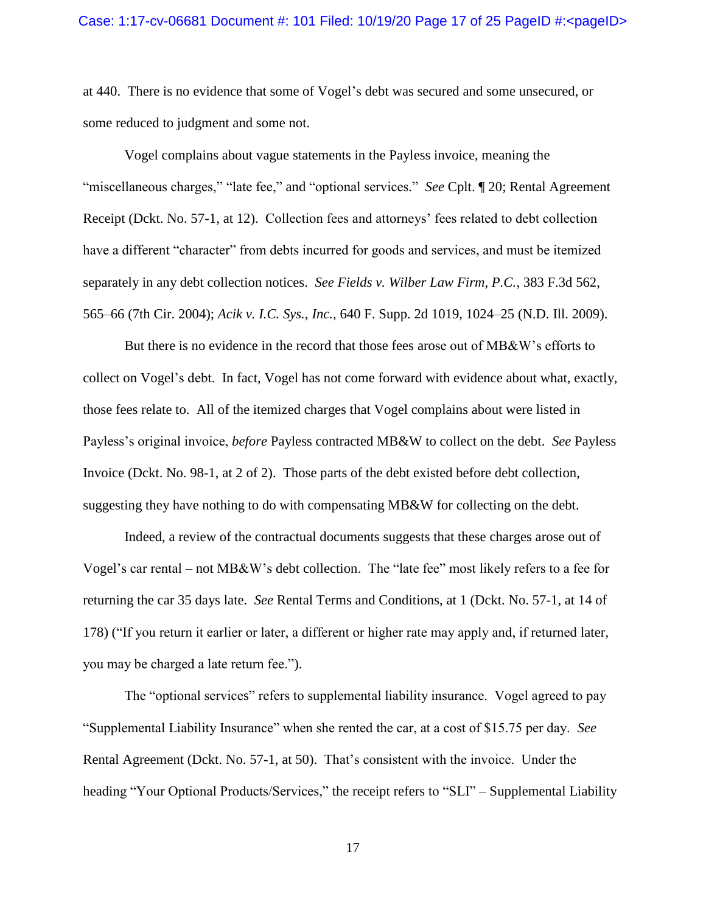at 440. There is no evidence that some of Vogel's debt was secured and some unsecured, or some reduced to judgment and some not.

Vogel complains about vague statements in the Payless invoice, meaning the "miscellaneous charges," "late fee," and "optional services." *See* Cplt. ¶ 20; Rental Agreement Receipt (Dckt. No. 57-1, at 12). Collection fees and attorneys' fees related to debt collection have a different "character" from debts incurred for goods and services, and must be itemized separately in any debt collection notices. *See Fields v. Wilber Law Firm, P.C.*, 383 F.3d 562, 565–66 (7th Cir. 2004); *Acik v. I.C. Sys., Inc.*, 640 F. Supp. 2d 1019, 1024–25 (N.D. Ill. 2009).

But there is no evidence in the record that those fees arose out of MB&W's efforts to collect on Vogel's debt. In fact, Vogel has not come forward with evidence about what, exactly, those fees relate to. All of the itemized charges that Vogel complains about were listed in Payless's original invoice, *before* Payless contracted MB&W to collect on the debt. *See* Payless Invoice (Dckt. No. 98-1, at 2 of 2). Those parts of the debt existed before debt collection, suggesting they have nothing to do with compensating MB&W for collecting on the debt.

Indeed, a review of the contractual documents suggests that these charges arose out of Vogel's car rental – not MB&W's debt collection. The "late fee" most likely refers to a fee for returning the car 35 days late. *See* Rental Terms and Conditions, at 1 (Dckt. No. 57-1, at 14 of 178) ("If you return it earlier or later, a different or higher rate may apply and, if returned later, you may be charged a late return fee.").

The "optional services" refers to supplemental liability insurance. Vogel agreed to pay "Supplemental Liability Insurance" when she rented the car, at a cost of $15.75 per day. *See* Rental Agreement (Dckt. No. 57-1, at 50). That's consistent with the invoice. Under the heading "Your Optional Products/Services," the receipt refers to "SLI" – Supplemental Liability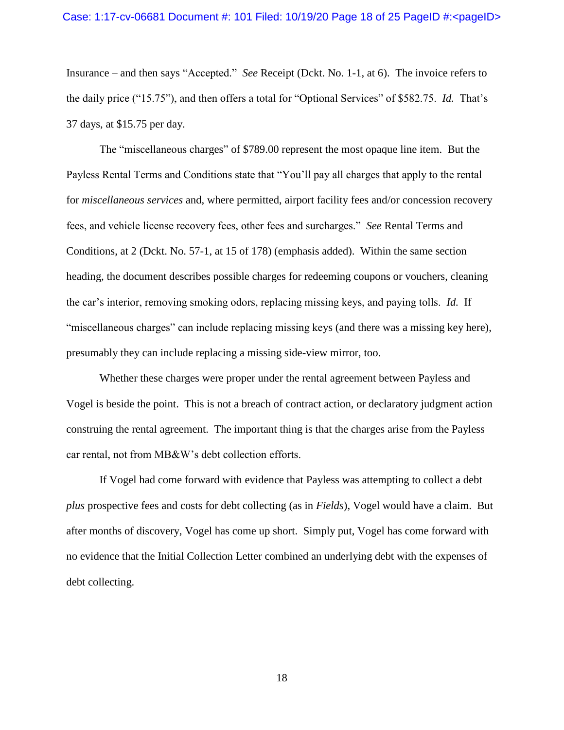Insurance – and then says "Accepted." *See* Receipt (Dckt. No. 1-1, at 6). The invoice refers to the daily price ("15.75"), and then offers a total for "Optional Services" of $582.75. *Id.* That's 37 days, at $15.75 per day.

The "miscellaneous charges" of $789.00 represent the most opaque line item. But the Payless Rental Terms and Conditions state that "You'll pay all charges that apply to the rental for *miscellaneous services* and, where permitted, airport facility fees and/or concession recovery fees, and vehicle license recovery fees, other fees and surcharges." *See* Rental Terms and Conditions, at 2 (Dckt. No. 57-1, at 15 of 178) (emphasis added). Within the same section heading, the document describes possible charges for redeeming coupons or vouchers, cleaning the car's interior, removing smoking odors, replacing missing keys, and paying tolls. *Id.* If "miscellaneous charges" can include replacing missing keys (and there was a missing key here), presumably they can include replacing a missing side-view mirror, too.

Whether these charges were proper under the rental agreement between Payless and Vogel is beside the point. This is not a breach of contract action, or declaratory judgment action construing the rental agreement. The important thing is that the charges arise from the Payless car rental, not from MB&W's debt collection efforts.

If Vogel had come forward with evidence that Payless was attempting to collect a debt *plus* prospective fees and costs for debt collecting (as in *Fields*), Vogel would have a claim. But after months of discovery, Vogel has come up short. Simply put, Vogel has come forward with no evidence that the Initial Collection Letter combined an underlying debt with the expenses of debt collecting.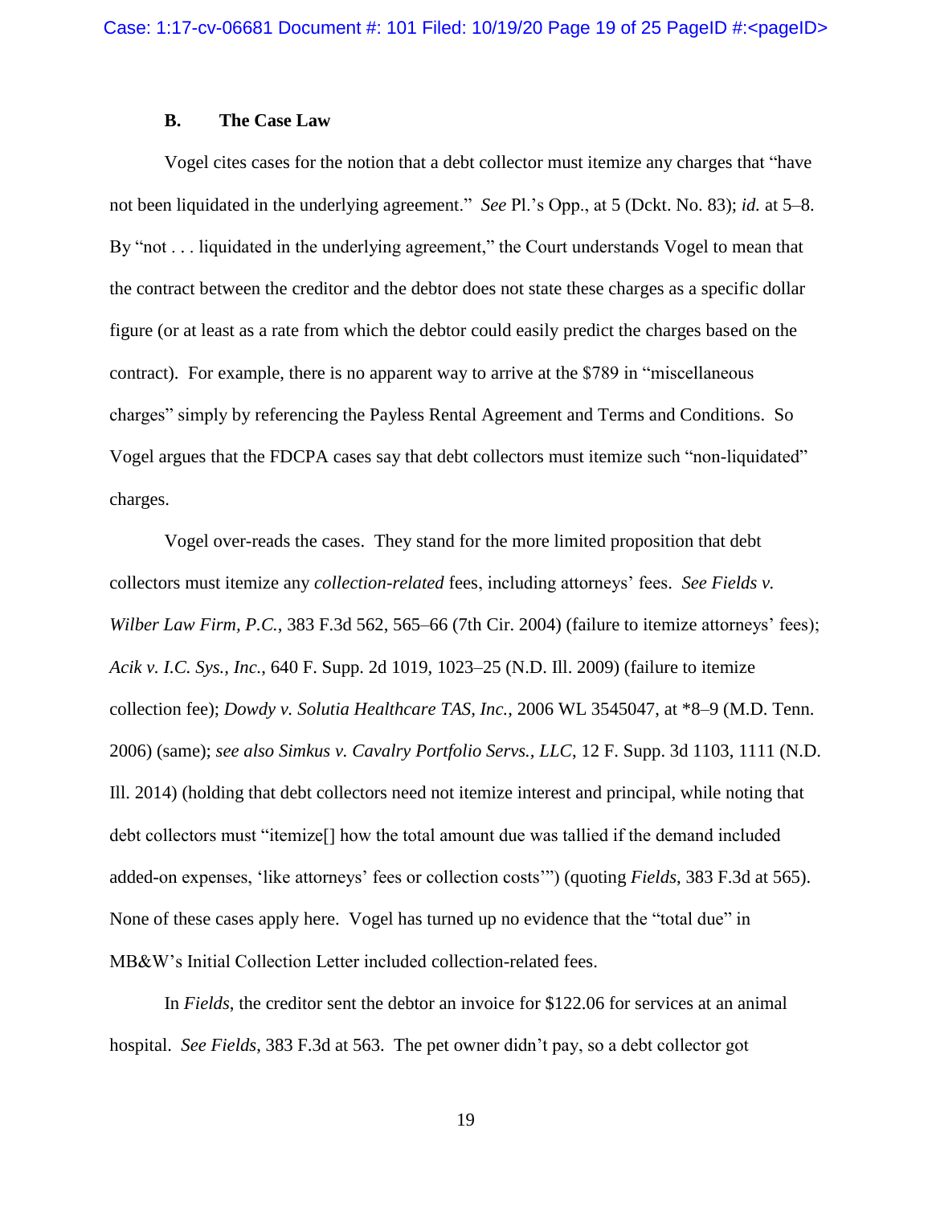### B. The Case Law

Vogel cites cases for the notion that a debt collector must itemize any charges that "have not been liquidated in the underlying agreement." *See* Pl.'s Opp., at 5 (Dckt. No. 83); *id.* at 5–8. By "not . . . liquidated in the underlying agreement," the Court understands Vogel to mean that the contract between the creditor and the debtor does not state these charges as a specific dollar figure (or at least as a rate from which the debtor could easily predict the charges based on the contract). For example, there is no apparent way to arrive at the $789 in "miscellaneous charges" simply by referencing the Payless Rental Agreement and Terms and Conditions. So Vogel argues that the FDCPA cases say that debt collectors must itemize such "non-liquidated" charges.

Vogel over-reads the cases. They stand for the more limited proposition that debt collectors must itemize any *collection-related* fees, including attorneys' fees. *See Fields v. Wilber Law Firm, P.C.*, 383 F.3d 562, 565–66 (7th Cir. 2004) (failure to itemize attorneys' fees); *Acik v. I.C. Sys., Inc.*, 640 F. Supp. 2d 1019, 1023–25 (N.D. Ill. 2009) (failure to itemize collection fee); *Dowdy v. Solutia Healthcare TAS, Inc.*, 2006 WL 3545047, at *8–9 (M.D. Tenn. 2006) (same); *see also Simkus v. Cavalry Portfolio Servs., LLC*, 12 F. Supp. 3d 1103, 1111 (N.D. Ill. 2014) (holding that debt collectors need not itemize interest and principal, while noting that debt collectors must "itemize[] how the total amount due was tallied if the demand included added-on expenses, 'like attorneys' fees or collection costs'") (quoting *Fields*, 383 F.3d at 565). None of these cases apply here. Vogel has turned up no evidence that the "total due" in MB&W's Initial Collection Letter included collection-related fees.

In *Fields*, the creditor sent the debtor an invoice for $122.06 for services at an animal hospital. *See Fields*, 383 F.3d at 563. The pet owner didn't pay, so a debt collector got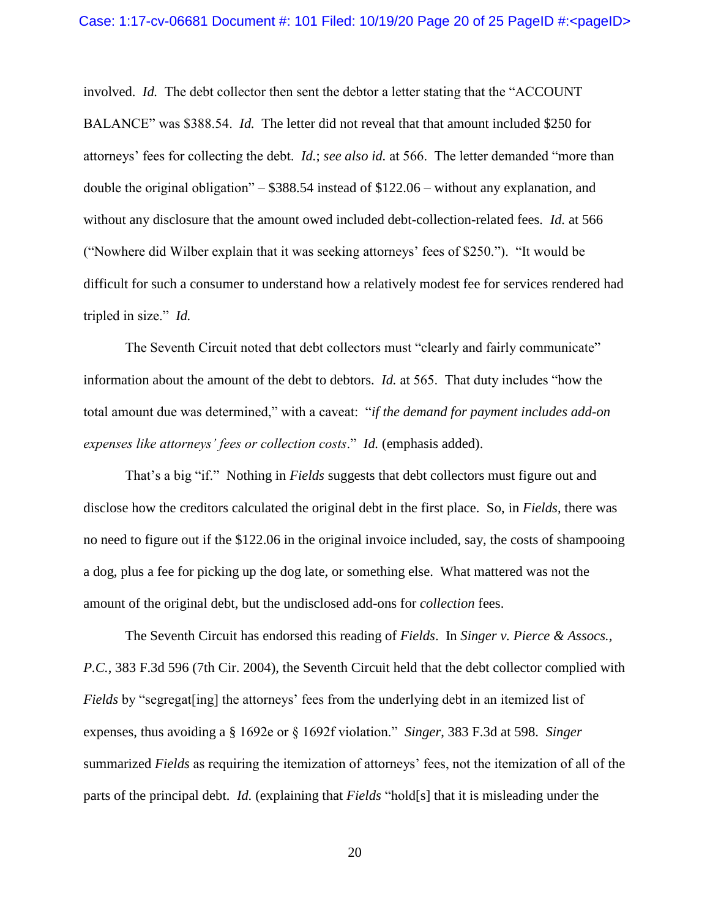involved. *Id.* The debt collector then sent the debtor a letter stating that the "ACCOUNT BALANCE" was $388.54. *Id.* The letter did not reveal that that amount included $250 for attorneys' fees for collecting the debt. *Id.*; *see also id.* at 566. The letter demanded "more than double the original obligation" – $388.54 instead of $122.06 – without any explanation, and without any disclosure that the amount owed included debt-collection-related fees. *Id.* at 566 ("Nowhere did Wilber explain that it was seeking attorneys' fees of $250."). "It would be difficult for such a consumer to understand how a relatively modest fee for services rendered had tripled in size." *Id.*

The Seventh Circuit noted that debt collectors must "clearly and fairly communicate" information about the amount of the debt to debtors. *Id.* at 565. That duty includes "how the total amount due was determined," with a caveat: "*if the demand for payment includes add-on expenses like attorneys' fees or collection costs*." *Id.* (emphasis added).

That's a big "if." Nothing in *Fields* suggests that debt collectors must figure out and disclose how the creditors calculated the original debt in the first place. So, in *Fields*, there was no need to figure out if the $122.06 in the original invoice included, say, the costs of shampooing a dog, plus a fee for picking up the dog late, or something else. What mattered was not the amount of the original debt, but the undisclosed add-ons for *collection* fees.

The Seventh Circuit has endorsed this reading of *Fields*. In *Singer v. Pierce & Assocs., P.C.*, 383 F.3d 596 (7th Cir. 2004), the Seventh Circuit held that the debt collector complied with *Fields* by "segregat[ing] the attorneys' fees from the underlying debt in an itemized list of expenses, thus avoiding a § 1692e or § 1692f violation." *Singer*, 383 F.3d at 598. *Singer* summarized *Fields* as requiring the itemization of attorneys' fees, not the itemization of all of the parts of the principal debt. *Id.* (explaining that *Fields* "hold[s] that it is misleading under the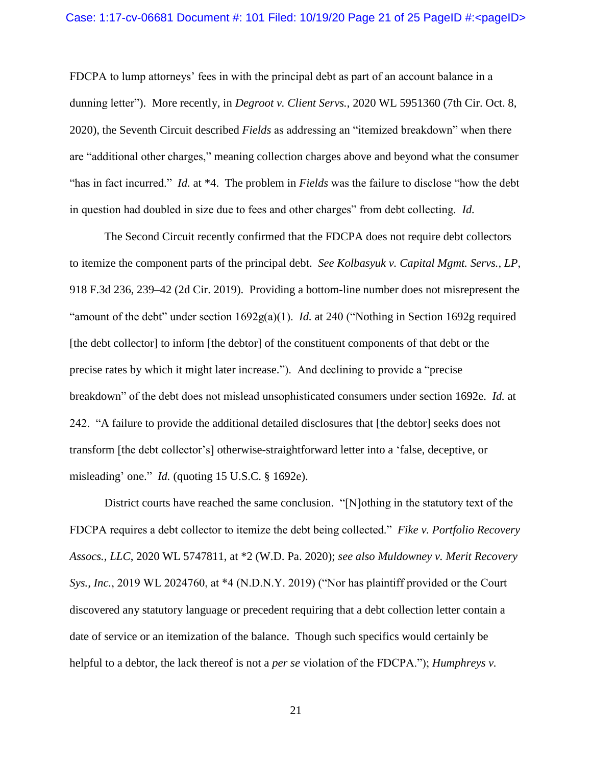FDCPA to lump attorneys' fees in with the principal debt as part of an account balance in a dunning letter"). More recently, in *Degroot v. Client Servs.*, 2020 WL 5951360 (7th Cir. Oct. 8, 2020), the Seventh Circuit described *Fields* as addressing an "itemized breakdown" when there are "additional other charges," meaning collection charges above and beyond what the consumer "has in fact incurred." *Id.* at *4. The problem in *Fields* was the failure to disclose "how the debt in question had doubled in size due to fees and other charges" from debt collecting. *Id.*

The Second Circuit recently confirmed that the FDCPA does not require debt collectors to itemize the component parts of the principal debt. *See Kolbasyuk v. Capital Mgmt. Servs., LP*, 918 F.3d 236, 239–42 (2d Cir. 2019). Providing a bottom-line number does not misrepresent the "amount of the debt" under section 1692g(a)(1). *Id.* at 240 ("Nothing in Section 1692g required [the debt collector] to inform [the debtor] of the constituent components of that debt or the precise rates by which it might later increase."). And declining to provide a "precise breakdown" of the debt does not mislead unsophisticated consumers under section 1692e. *Id.* at 242. "A failure to provide the additional detailed disclosures that [the debtor] seeks does not transform [the debt collector's] otherwise-straightforward letter into a 'false, deceptive, or misleading' one." *Id.* (quoting 15 U.S.C. § 1692e).

District courts have reached the same conclusion. "[N]othing in the statutory text of the FDCPA requires a debt collector to itemize the debt being collected." *Fike v. Portfolio Recovery Assocs., LLC*, 2020 WL 5747811, at *2 (W.D. Pa. 2020); *see also Muldowney v. Merit Recovery Sys., Inc.*, 2019 WL 2024760, at *4 (N.D.N.Y. 2019) ("Nor has plaintiff provided or the Court discovered any statutory language or precedent requiring that a debt collection letter contain a date of service or an itemization of the balance. Though such specifics would certainly be helpful to a debtor, the lack thereof is not a *per se* violation of the FDCPA."); *Humphreys v.*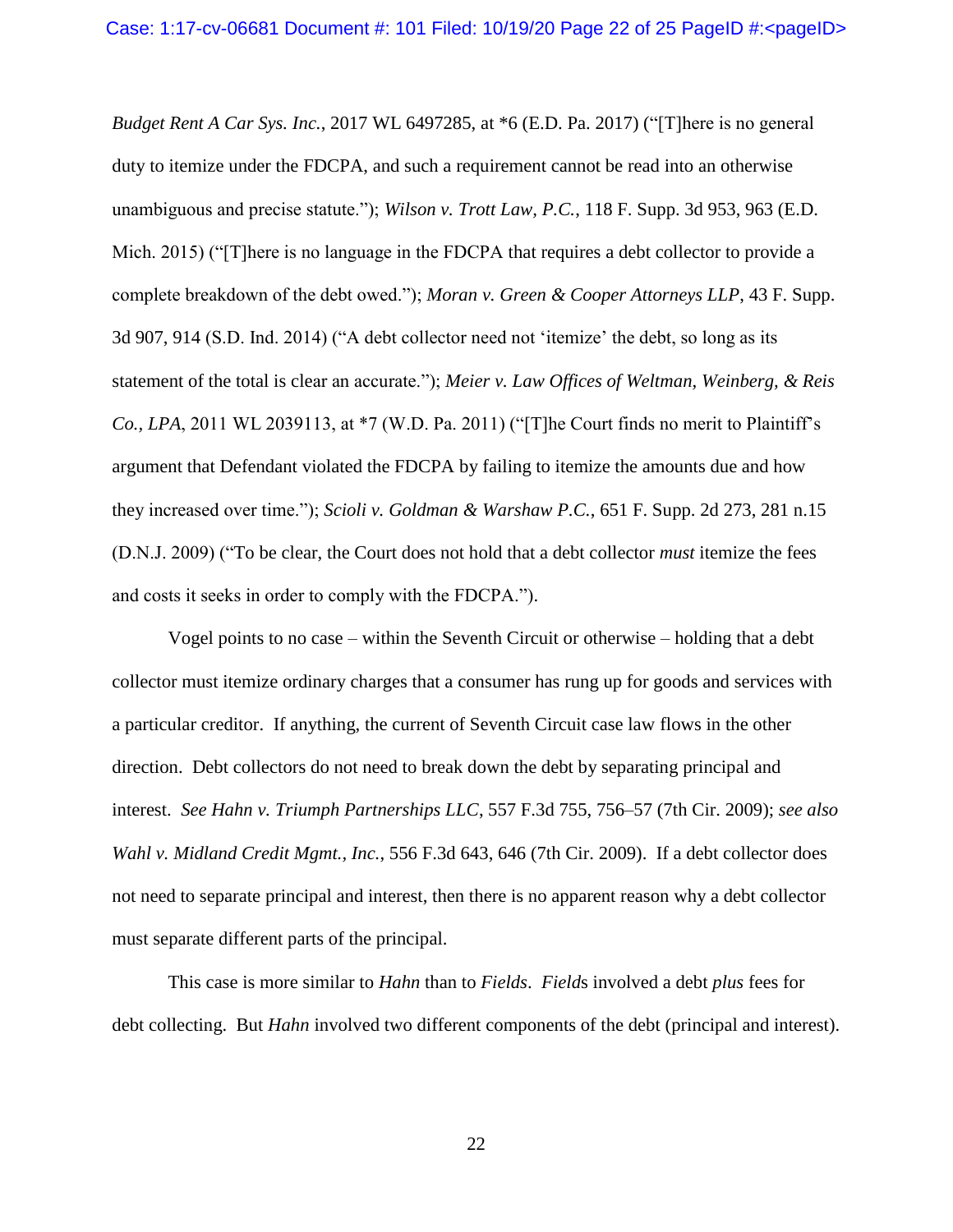*Budget Rent A Car Sys. Inc.*, 2017 WL 6497285, at *6 (E.D. Pa. 2017) ("[T]here is no general duty to itemize under the FDCPA, and such a requirement cannot be read into an otherwise unambiguous and precise statute."); *Wilson v. Trott Law, P.C.*, 118 F. Supp. 3d 953, 963 (E.D. Mich. 2015) ("[T]here is no language in the FDCPA that requires a debt collector to provide a complete breakdown of the debt owed."); *Moran v. Green & Cooper Attorneys LLP*, 43 F. Supp. 3d 907, 914 (S.D. Ind. 2014) ("A debt collector need not 'itemize' the debt, so long as its statement of the total is clear an accurate."); *Meier v. Law Offices of Weltman, Weinberg, & Reis Co., LPA*, 2011 WL 2039113, at *7 (W.D. Pa. 2011) ("[T]he Court finds no merit to Plaintiff's argument that Defendant violated the FDCPA by failing to itemize the amounts due and how they increased over time."); *Scioli v. Goldman & Warshaw P.C.*, 651 F. Supp. 2d 273, 281 n.15 (D.N.J. 2009) ("To be clear, the Court does not hold that a debt collector *must* itemize the fees and costs it seeks in order to comply with the FDCPA.").

Vogel points to no case – within the Seventh Circuit or otherwise – holding that a debt collector must itemize ordinary charges that a consumer has rung up for goods and services with a particular creditor. If anything, the current of Seventh Circuit case law flows in the other direction. Debt collectors do not need to break down the debt by separating principal and interest. *See Hahn v. Triumph Partnerships LLC*, 557 F.3d 755, 756–57 (7th Cir. 2009); *see also Wahl v. Midland Credit Mgmt., Inc.*, 556 F.3d 643, 646 (7th Cir. 2009). If a debt collector does not need to separate principal and interest, then there is no apparent reason why a debt collector must separate different parts of the principal.

This case is more similar to *Hahn* than to *Fields*. *Field*s involved a debt *plus* fees for debt collecting. But *Hahn* involved two different components of the debt (principal and interest).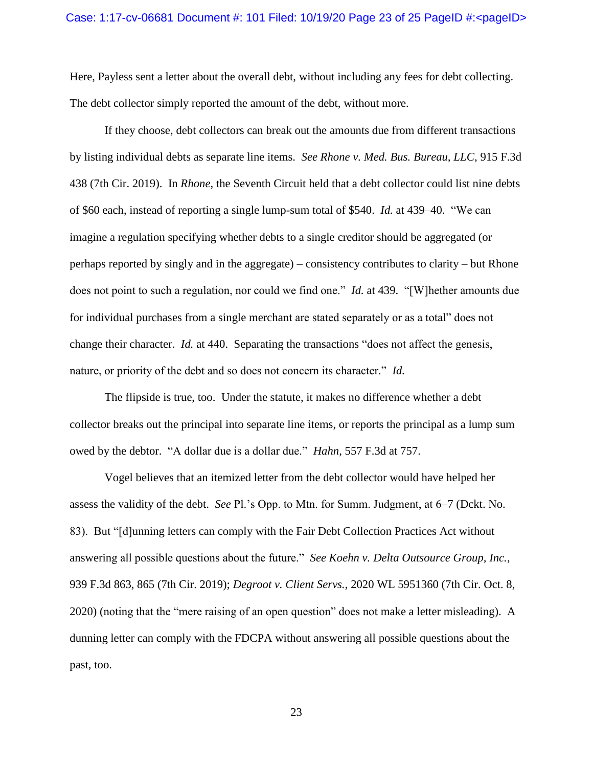Here, Payless sent a letter about the overall debt, without including any fees for debt collecting. The debt collector simply reported the amount of the debt, without more.

If they choose, debt collectors can break out the amounts due from different transactions by listing individual debts as separate line items. *See Rhone v. Med. Bus. Bureau, LLC*, 915 F.3d 438 (7th Cir. 2019). In *Rhone*, the Seventh Circuit held that a debt collector could list nine debts of $60 each, instead of reporting a single lump-sum total of $540. *Id.* at 439–40. "We can imagine a regulation specifying whether debts to a single creditor should be aggregated (or perhaps reported by singly and in the aggregate) – consistency contributes to clarity – but Rhone does not point to such a regulation, nor could we find one." *Id.* at 439. "[W]hether amounts due for individual purchases from a single merchant are stated separately or as a total" does not change their character. *Id.* at 440. Separating the transactions "does not affect the genesis, nature, or priority of the debt and so does not concern its character." *Id.*

The flipside is true, too. Under the statute, it makes no difference whether a debt collector breaks out the principal into separate line items, or reports the principal as a lump sum owed by the debtor. "A dollar due is a dollar due." *Hahn*, 557 F.3d at 757.

Vogel believes that an itemized letter from the debt collector would have helped her assess the validity of the debt. *See* Pl.'s Opp. to Mtn. for Summ. Judgment, at 6–7 (Dckt. No. 83). But "[d]unning letters can comply with the Fair Debt Collection Practices Act without answering all possible questions about the future." *See Koehn v. Delta Outsource Group, Inc.*, 939 F.3d 863, 865 (7th Cir. 2019); *Degroot v. Client Servs.*, 2020 WL 5951360 (7th Cir. Oct. 8, 2020) (noting that the "mere raising of an open question" does not make a letter misleading). A dunning letter can comply with the FDCPA without answering all possible questions about the past, too.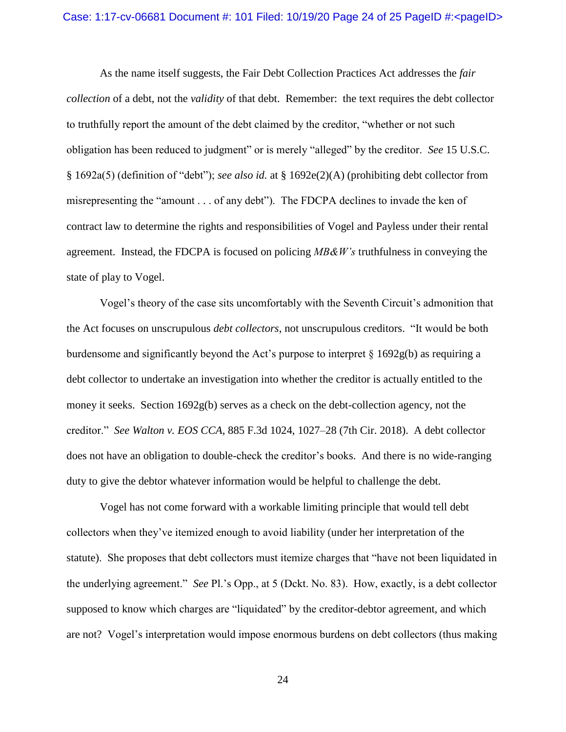As the name itself suggests, the Fair Debt Collection Practices Act addresses the *fair collection* of a debt, not the *validity* of that debt. Remember: the text requires the debt collector to truthfully report the amount of the debt claimed by the creditor, "whether or not such obligation has been reduced to judgment" or is merely "alleged" by the creditor. *See* 15 U.S.C. § 1692a(5) (definition of "debt"); *see also id.* at § 1692e(2)(A) (prohibiting debt collector from misrepresenting the "amount . . . of any debt"). The FDCPA declines to invade the ken of contract law to determine the rights and responsibilities of Vogel and Payless under their rental agreement. Instead, the FDCPA is focused on policing *MB&W's* truthfulness in conveying the state of play to Vogel.

Vogel's theory of the case sits uncomfortably with the Seventh Circuit's admonition that the Act focuses on unscrupulous *debt collectors*, not unscrupulous creditors. "It would be both burdensome and significantly beyond the Act's purpose to interpret § 1692g(b) as requiring a debt collector to undertake an investigation into whether the creditor is actually entitled to the money it seeks. Section 1692g(b) serves as a check on the debt-collection agency, not the creditor." *See Walton v. EOS CCA*, 885 F.3d 1024, 1027–28 (7th Cir. 2018). A debt collector does not have an obligation to double-check the creditor's books. And there is no wide-ranging duty to give the debtor whatever information would be helpful to challenge the debt.

Vogel has not come forward with a workable limiting principle that would tell debt collectors when they've itemized enough to avoid liability (under her interpretation of the statute). She proposes that debt collectors must itemize charges that "have not been liquidated in the underlying agreement." *See* Pl.'s Opp., at 5 (Dckt. No. 83). How, exactly, is a debt collector supposed to know which charges are "liquidated" by the creditor-debtor agreement, and which are not? Vogel's interpretation would impose enormous burdens on debt collectors (thus making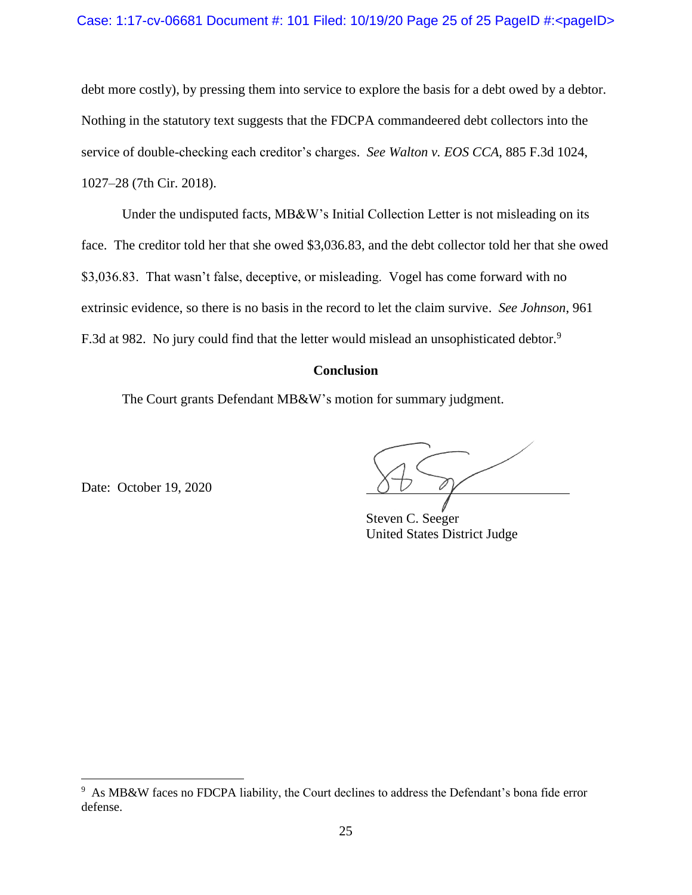debt more costly), by pressing them into service to explore the basis for a debt owed by a debtor. Nothing in the statutory text suggests that the FDCPA commandeered debt collectors into the service of double-checking each creditor's charges. *See Walton v. EOS CCA*, 885 F.3d 1024, 1027–28 (7th Cir. 2018).

Under the undisputed facts, MB&W's Initial Collection Letter is not misleading on its face. The creditor told her that she owed $3,036.83, and the debt collector told her that she owed $3,036.83. That wasn't false, deceptive, or misleading. Vogel has come forward with no extrinsic evidence, so there is no basis in the record to let the claim survive. *See Johnson*, 961 F.3d at 982. No jury could find that the letter would mislead an unsophisticated debtor.[9]

## Conclusion

The Court grants Defendant MB&W's motion for summary judgment.

Date: October 19, 2020

Steven C. Seeger
United States District Judge

---

[9] As MB&W faces no FDCPA liability, the Court declines to address the Defendant's bona fide error defense.